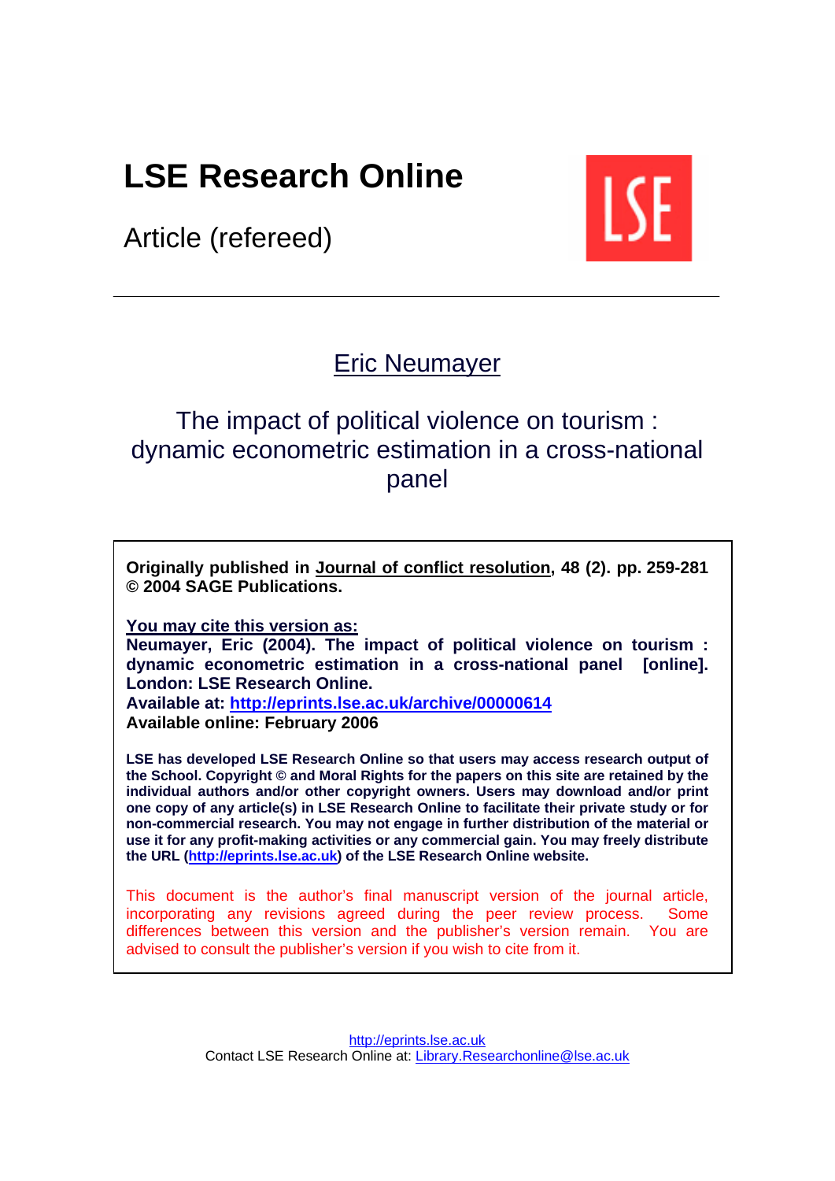# LSE Research Online

Article (refereed)

---

## Eric Neumayer

## The impact of political violence on tourism : dynamic econometric estimation in a cross-national panel

**Originally published in Journal of conflict resolution, 48 (2). pp. 259-281 © 2004 SAGE Publications.**

**You may cite this version as:**
**Neumayer, Eric (2004). The impact of political violence on tourism : dynamic econometric estimation in a cross-national panel [online]. London: LSE Research Online.**
**Available at: http://eprints.lse.ac.uk/archive/00000614**
**Available online: February 2006**

**LSE has developed LSE Research Online so that users may access research output of the School. Copyright © and Moral Rights for the papers on this site are retained by the individual authors and/or other copyright owners. Users may download and/or print one copy of any article(s) in LSE Research Online to facilitate their private study or for non-commercial research. You may not engage in further distribution of the material or use it for any profit-making activities or any commercial gain. You may freely distribute the URL (http://eprints.lse.ac.uk) of the LSE Research Online website.**

This document is the author's final manuscript version of the journal article, incorporating any revisions agreed during the peer review process. Some differences between this version and the publisher's version remain. You are advised to consult the publisher's version if you wish to cite from it.

http://eprints.lse.ac.uk
Contact LSE Research Online at: Library.Researchonline@lse.ac.uk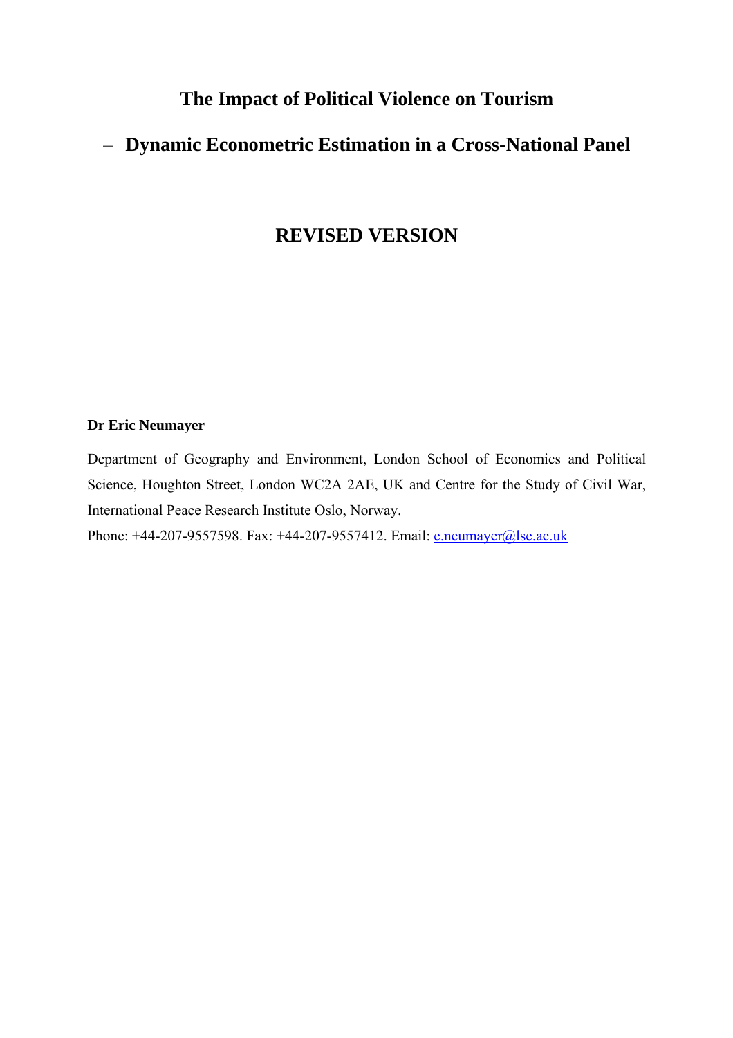# The Impact of Political Violence on Tourism

# – Dynamic Econometric Estimation in a Cross-National Panel

## REVISED VERSION

**Dr Eric Neumayer**

Department of Geography and Environment, London School of Economics and Political Science, Houghton Street, London WC2A 2AE, UK and Centre for the Study of Civil War, International Peace Research Institute Oslo, Norway.

Phone: +44-207-9557598. Fax: +44-207-9557412. Email: e.neumayer@lse.ac.uk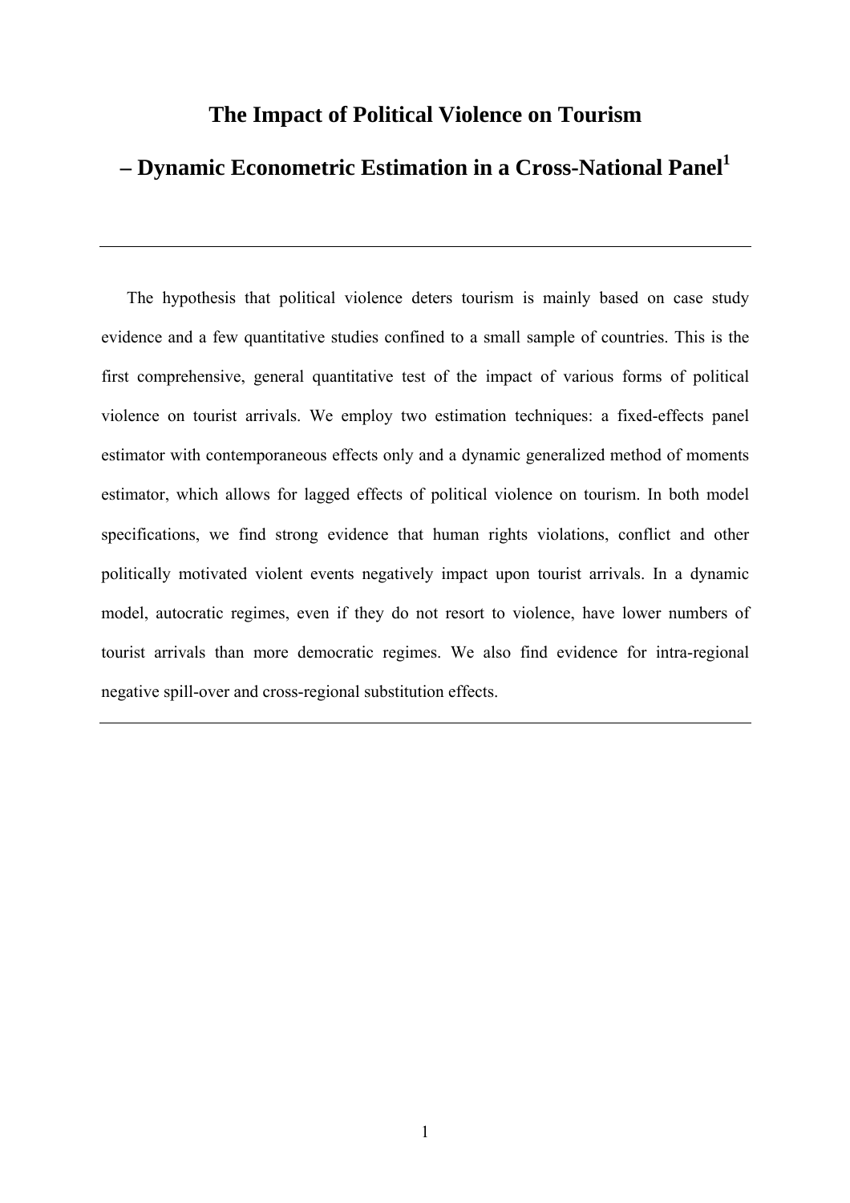# The Impact of Political Violence on Tourism

# – Dynamic Econometric Estimation in a Cross-National Panel[1]

---

The hypothesis that political violence deters tourism is mainly based on case study evidence and a few quantitative studies confined to a small sample of countries. This is the first comprehensive, general quantitative test of the impact of various forms of political violence on tourist arrivals. We employ two estimation techniques: a fixed-effects panel estimator with contemporaneous effects only and a dynamic generalized method of moments estimator, which allows for lagged effects of political violence on tourism. In both model specifications, we find strong evidence that human rights violations, conflict and other politically motivated violent events negatively impact upon tourist arrivals. In a dynamic model, autocratic regimes, even if they do not resort to violence, have lower numbers of tourist arrivals than more democratic regimes. We also find evidence for intra-regional negative spill-over and cross-regional substitution effects.

---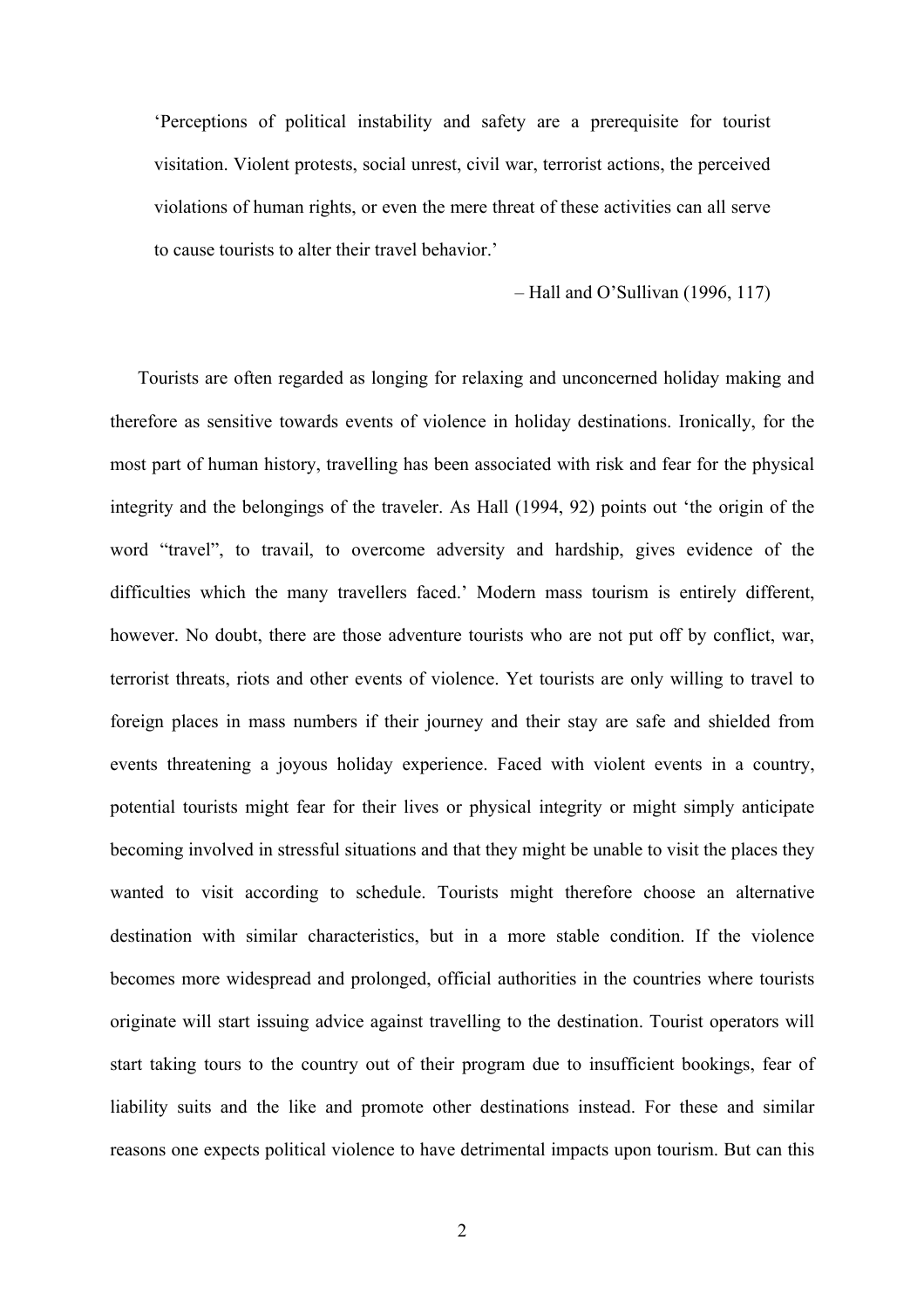> 'Perceptions of political instability and safety are a prerequisite for tourist visitation. Violent protests, social unrest, civil war, terrorist actions, the perceived violations of human rights, or even the mere threat of these activities can all serve to cause tourists to alter their travel behavior.'
>
> – Hall and O'Sullivan (1996, 117)

Tourists are often regarded as longing for relaxing and unconcerned holiday making and therefore as sensitive towards events of violence in holiday destinations. Ironically, for the most part of human history, travelling has been associated with risk and fear for the physical integrity and the belongings of the traveler. As Hall (1994, 92) points out 'the origin of the word "travel", to travail, to overcome adversity and hardship, gives evidence of the difficulties which the many travellers faced.' Modern mass tourism is entirely different, however. No doubt, there are those adventure tourists who are not put off by conflict, war, terrorist threats, riots and other events of violence. Yet tourists are only willing to travel to foreign places in mass numbers if their journey and their stay are safe and shielded from events threatening a joyous holiday experience. Faced with violent events in a country, potential tourists might fear for their lives or physical integrity or might simply anticipate becoming involved in stressful situations and that they might be unable to visit the places they wanted to visit according to schedule. Tourists might therefore choose an alternative destination with similar characteristics, but in a more stable condition. If the violence becomes more widespread and prolonged, official authorities in the countries where tourists originate will start issuing advice against travelling to the destination. Tourist operators will start taking tours to the country out of their program due to insufficient bookings, fear of liability suits and the like and promote other destinations instead. For these and similar reasons one expects political violence to have detrimental impacts upon tourism. But can this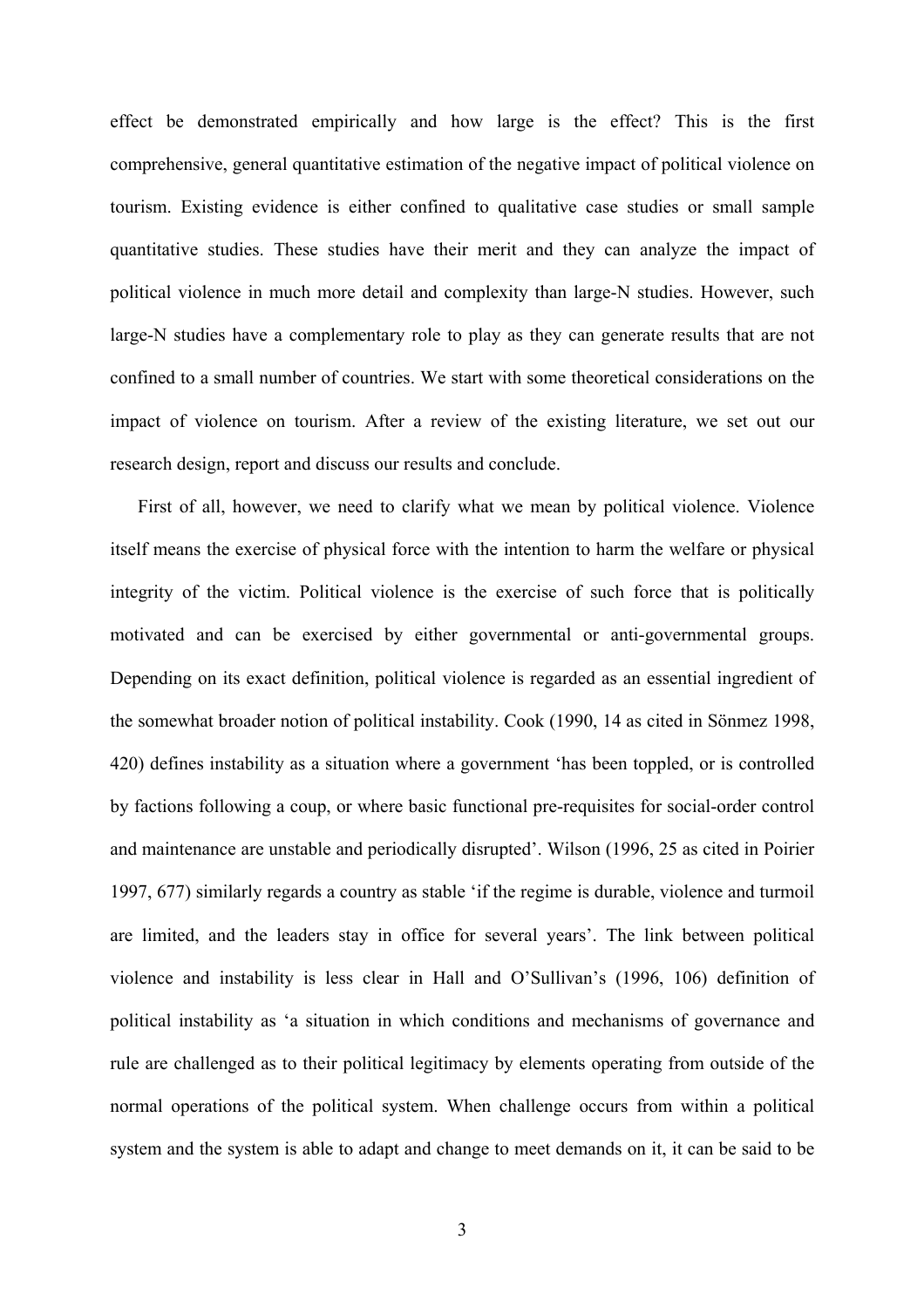effect be demonstrated empirically and how large is the effect? This is the first comprehensive, general quantitative estimation of the negative impact of political violence on tourism. Existing evidence is either confined to qualitative case studies or small sample quantitative studies. These studies have their merit and they can analyze the impact of political violence in much more detail and complexity than large-N studies. However, such large-N studies have a complementary role to play as they can generate results that are not confined to a small number of countries. We start with some theoretical considerations on the impact of violence on tourism. After a review of the existing literature, we set out our research design, report and discuss our results and conclude.

First of all, however, we need to clarify what we mean by political violence. Violence itself means the exercise of physical force with the intention to harm the welfare or physical integrity of the victim. Political violence is the exercise of such force that is politically motivated and can be exercised by either governmental or anti-governmental groups. Depending on its exact definition, political violence is regarded as an essential ingredient of the somewhat broader notion of political instability. Cook (1990, 14 as cited in Sönmez 1998, 420) defines instability as a situation where a government 'has been toppled, or is controlled by factions following a coup, or where basic functional pre-requisites for social-order control and maintenance are unstable and periodically disrupted'. Wilson (1996, 25 as cited in Poirier 1997, 677) similarly regards a country as stable 'if the regime is durable, violence and turmoil are limited, and the leaders stay in office for several years'. The link between political violence and instability is less clear in Hall and O'Sullivan's (1996, 106) definition of political instability as 'a situation in which conditions and mechanisms of governance and rule are challenged as to their political legitimacy by elements operating from outside of the normal operations of the political system. When challenge occurs from within a political system and the system is able to adapt and change to meet demands on it, it can be said to be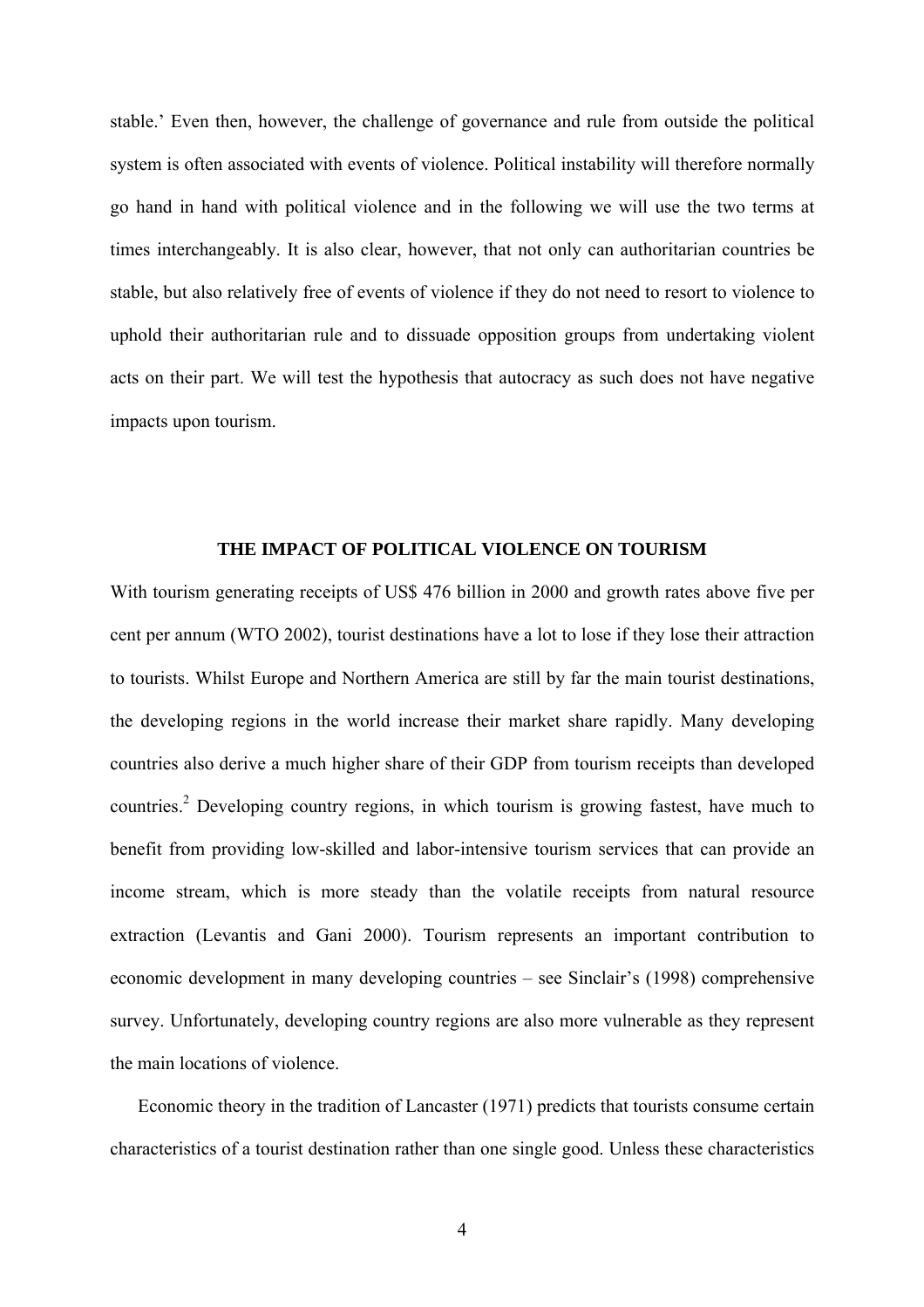stable.' Even then, however, the challenge of governance and rule from outside the political system is often associated with events of violence. Political instability will therefore normally go hand in hand with political violence and in the following we will use the two terms at times interchangeably. It is also clear, however, that not only can authoritarian countries be stable, but also relatively free of events of violence if they do not need to resort to violence to uphold their authoritarian rule and to dissuade opposition groups from undertaking violent acts on their part. We will test the hypothesis that autocracy as such does not have negative impacts upon tourism.

## THE IMPACT OF POLITICAL VIOLENCE ON TOURISM

With tourism generating receipts of US$ 476 billion in 2000 and growth rates above five per cent per annum (WTO 2002), tourist destinations have a lot to lose if they lose their attraction to tourists. Whilst Europe and Northern America are still by far the main tourist destinations, the developing regions in the world increase their market share rapidly. Many developing countries also derive a much higher share of their GDP from tourism receipts than developed countries.[2] Developing country regions, in which tourism is growing fastest, have much to benefit from providing low-skilled and labor-intensive tourism services that can provide an income stream, which is more steady than the volatile receipts from natural resource extraction (Levantis and Gani 2000). Tourism represents an important contribution to economic development in many developing countries – see Sinclair's (1998) comprehensive survey. Unfortunately, developing country regions are also more vulnerable as they represent the main locations of violence.

Economic theory in the tradition of Lancaster (1971) predicts that tourists consume certain characteristics of a tourist destination rather than one single good. Unless these characteristics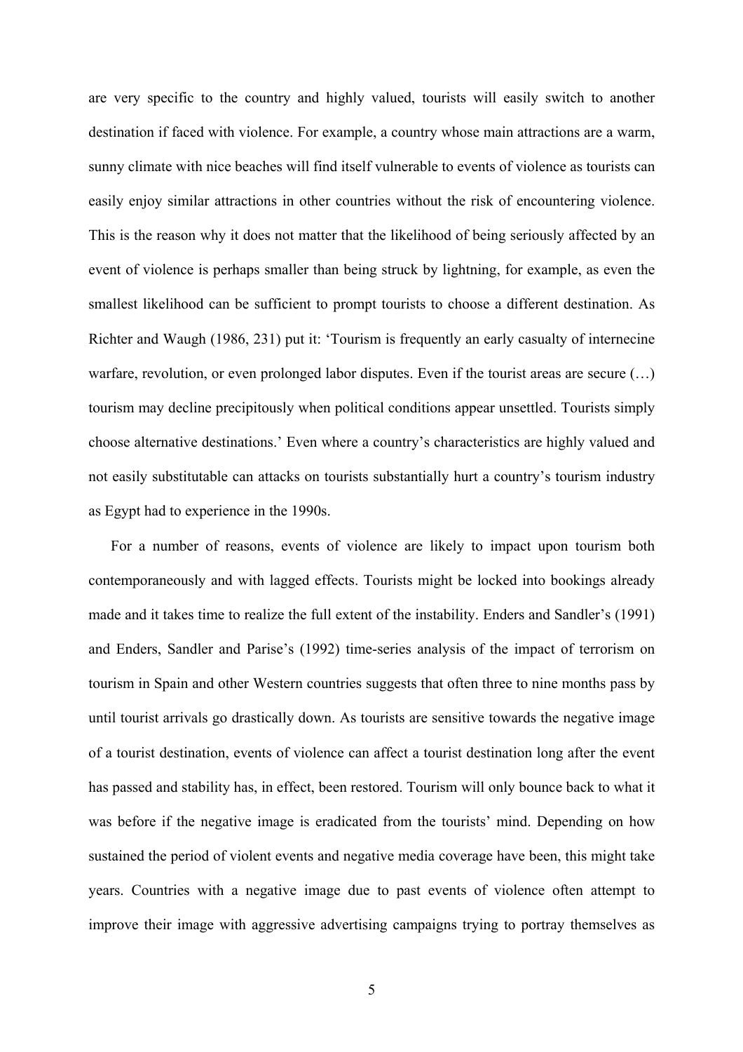are very specific to the country and highly valued, tourists will easily switch to another destination if faced with violence. For example, a country whose main attractions are a warm, sunny climate with nice beaches will find itself vulnerable to events of violence as tourists can easily enjoy similar attractions in other countries without the risk of encountering violence. This is the reason why it does not matter that the likelihood of being seriously affected by an event of violence is perhaps smaller than being struck by lightning, for example, as even the smallest likelihood can be sufficient to prompt tourists to choose a different destination. As Richter and Waugh (1986, 231) put it: 'Tourism is frequently an early casualty of internecine warfare, revolution, or even prolonged labor disputes. Even if the tourist areas are secure (…) tourism may decline precipitously when political conditions appear unsettled. Tourists simply choose alternative destinations.' Even where a country's characteristics are highly valued and not easily substitutable can attacks on tourists substantially hurt a country's tourism industry as Egypt had to experience in the 1990s.

For a number of reasons, events of violence are likely to impact upon tourism both contemporaneously and with lagged effects. Tourists might be locked into bookings already made and it takes time to realize the full extent of the instability. Enders and Sandler's (1991) and Enders, Sandler and Parise's (1992) time-series analysis of the impact of terrorism on tourism in Spain and other Western countries suggests that often three to nine months pass by until tourist arrivals go drastically down. As tourists are sensitive towards the negative image of a tourist destination, events of violence can affect a tourist destination long after the event has passed and stability has, in effect, been restored. Tourism will only bounce back to what it was before if the negative image is eradicated from the tourists' mind. Depending on how sustained the period of violent events and negative media coverage have been, this might take years. Countries with a negative image due to past events of violence often attempt to improve their image with aggressive advertising campaigns trying to portray themselves as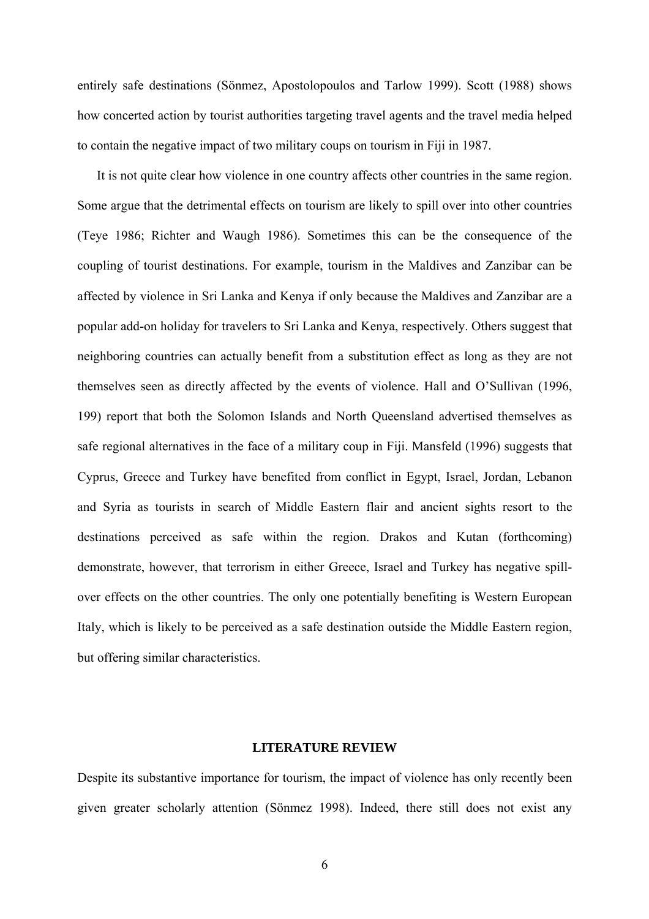entirely safe destinations (Sönmez, Apostolopoulos and Tarlow 1999). Scott (1988) shows how concerted action by tourist authorities targeting travel agents and the travel media helped to contain the negative impact of two military coups on tourism in Fiji in 1987.

It is not quite clear how violence in one country affects other countries in the same region. Some argue that the detrimental effects on tourism are likely to spill over into other countries (Teye 1986; Richter and Waugh 1986). Sometimes this can be the consequence of the coupling of tourist destinations. For example, tourism in the Maldives and Zanzibar can be affected by violence in Sri Lanka and Kenya if only because the Maldives and Zanzibar are a popular add-on holiday for travelers to Sri Lanka and Kenya, respectively. Others suggest that neighboring countries can actually benefit from a substitution effect as long as they are not themselves seen as directly affected by the events of violence. Hall and O'Sullivan (1996, 199) report that both the Solomon Islands and North Queensland advertised themselves as safe regional alternatives in the face of a military coup in Fiji. Mansfeld (1996) suggests that Cyprus, Greece and Turkey have benefited from conflict in Egypt, Israel, Jordan, Lebanon and Syria as tourists in search of Middle Eastern flair and ancient sights resort to the destinations perceived as safe within the region. Drakos and Kutan (forthcoming) demonstrate, however, that terrorism in either Greece, Israel and Turkey has negative spill-over effects on the other countries. The only one potentially benefiting is Western European Italy, which is likely to be perceived as a safe destination outside the Middle Eastern region, but offering similar characteristics.

## LITERATURE REVIEW

Despite its substantive importance for tourism, the impact of violence has only recently been given greater scholarly attention (Sönmez 1998). Indeed, there still does not exist any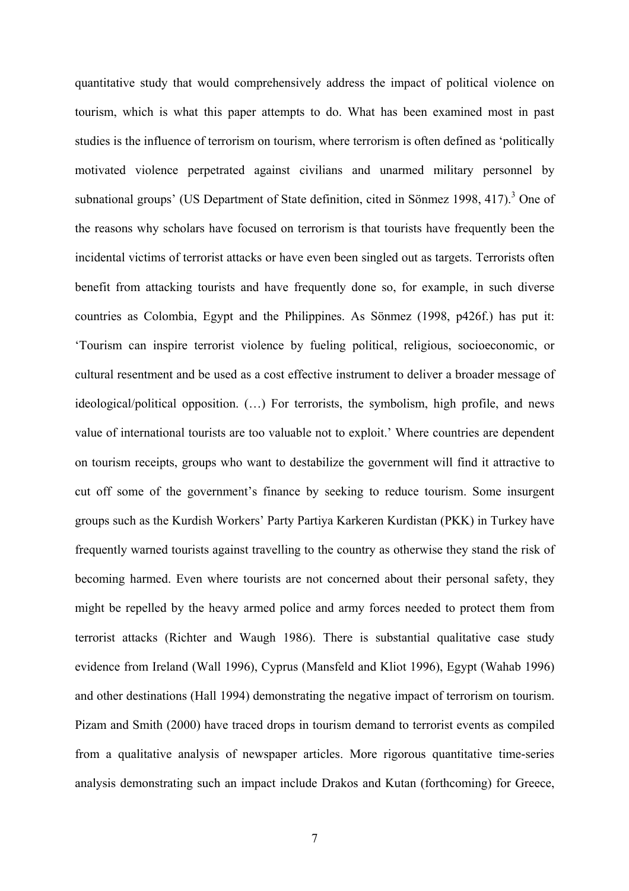quantitative study that would comprehensively address the impact of political violence on tourism, which is what this paper attempts to do. What has been examined most in past studies is the influence of terrorism on tourism, where terrorism is often defined as 'politically motivated violence perpetrated against civilians and unarmed military personnel by subnational groups' (US Department of State definition, cited in Sönmez 1998, 417).[3] One of the reasons why scholars have focused on terrorism is that tourists have frequently been the incidental victims of terrorist attacks or have even been singled out as targets. Terrorists often benefit from attacking tourists and have frequently done so, for example, in such diverse countries as Colombia, Egypt and the Philippines. As Sönmez (1998, p426f.) has put it: 'Tourism can inspire terrorist violence by fueling political, religious, socioeconomic, or cultural resentment and be used as a cost effective instrument to deliver a broader message of ideological/political opposition. (…) For terrorists, the symbolism, high profile, and news value of international tourists are too valuable not to exploit.' Where countries are dependent on tourism receipts, groups who want to destabilize the government will find it attractive to cut off some of the government's finance by seeking to reduce tourism. Some insurgent groups such as the Kurdish Workers' Party Partiya Karkeren Kurdistan (PKK) in Turkey have frequently warned tourists against travelling to the country as otherwise they stand the risk of becoming harmed. Even where tourists are not concerned about their personal safety, they might be repelled by the heavy armed police and army forces needed to protect them from terrorist attacks (Richter and Waugh 1986). There is substantial qualitative case study evidence from Ireland (Wall 1996), Cyprus (Mansfeld and Kliot 1996), Egypt (Wahab 1996) and other destinations (Hall 1994) demonstrating the negative impact of terrorism on tourism. Pizam and Smith (2000) have traced drops in tourism demand to terrorist events as compiled from a qualitative analysis of newspaper articles. More rigorous quantitative time-series analysis demonstrating such an impact include Drakos and Kutan (forthcoming) for Greece,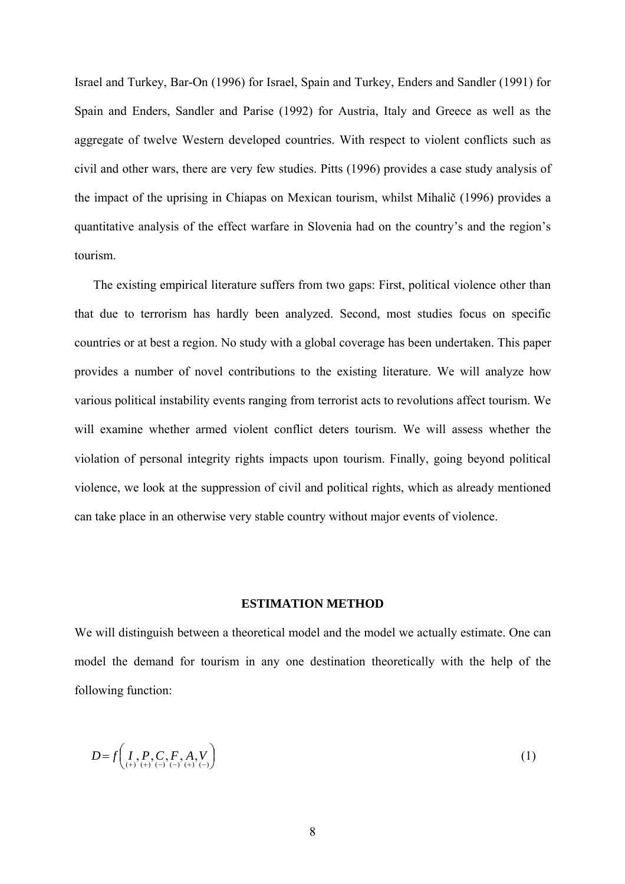Israel and Turkey, Bar-On (1996) for Israel, Spain and Turkey, Enders and Sandler (1991) for Spain and Enders, Sandler and Parise (1992) for Austria, Italy and Greece as well as the aggregate of twelve Western developed countries. With respect to violent conflicts such as civil and other wars, there are very few studies. Pitts (1996) provides a case study analysis of the impact of the uprising in Chiapas on Mexican tourism, whilst Mihalič (1996) provides a quantitative analysis of the effect warfare in Slovenia had on the country's and the region's tourism.

The existing empirical literature suffers from two gaps: First, political violence other than that due to terrorism has hardly been analyzed. Second, most studies focus on specific countries or at best a region. No study with a global coverage has been undertaken. This paper provides a number of novel contributions to the existing literature. We will analyze how various political instability events ranging from terrorist acts to revolutions affect tourism. We will examine whether armed violent conflict deters tourism. We will assess whether the violation of personal integrity rights impacts upon tourism. Finally, going beyond political violence, we look at the suppression of civil and political rights, which as already mentioned can take place in an otherwise very stable country without major events of violence.

## ESTIMATION METHOD

We will distinguish between a theoretical model and the model we actually estimate. One can model the demand for tourism in any one destination theoretically with the help of the following function:

$$D = f\left( \underset{(+)}{I}, \underset{(+)}{P}, \underset{(-)}{C}, \underset{(-)}{F}, \underset{(+)}{A}, \underset{(-)}{V} \right) \tag{1}$$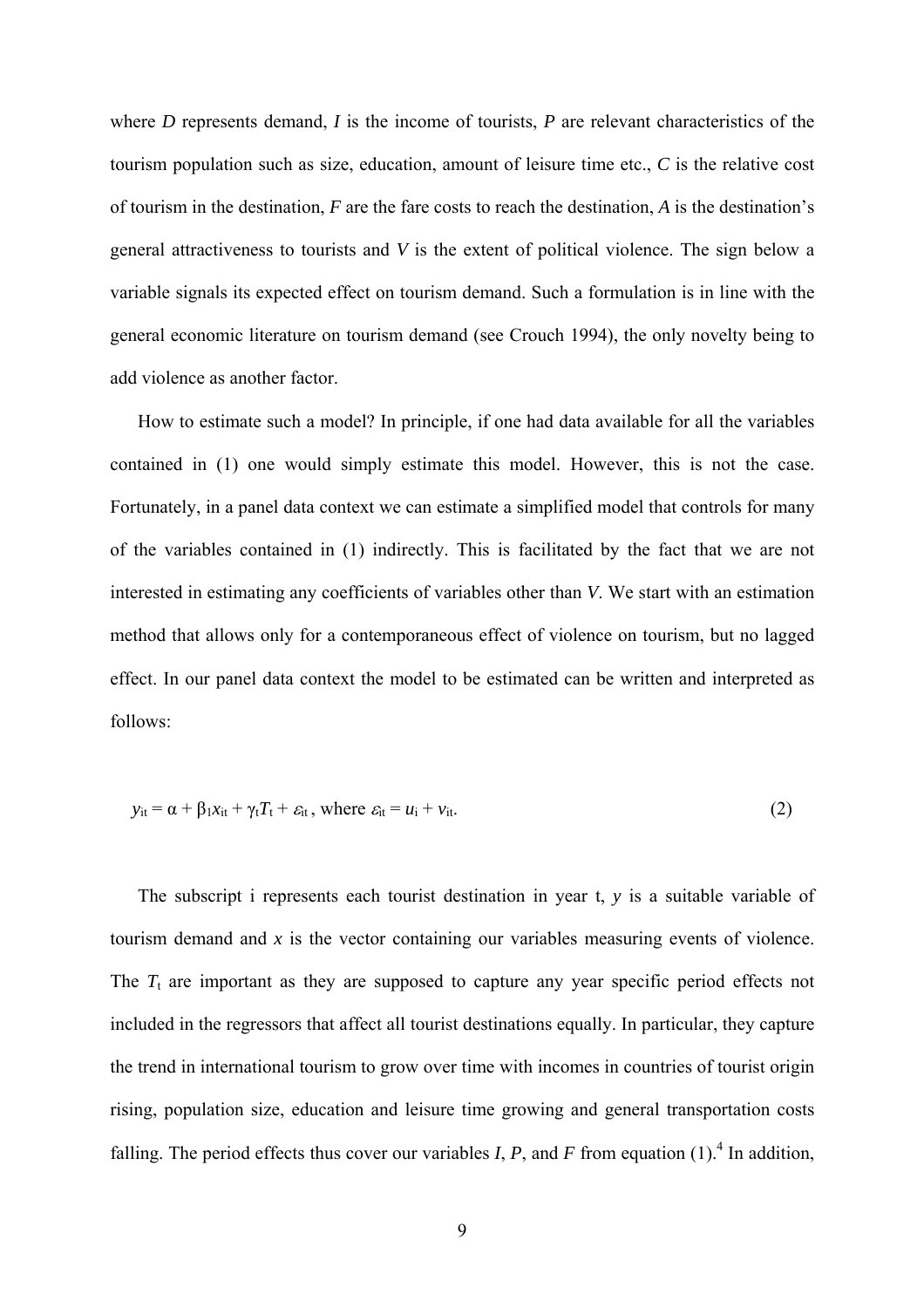where *D* represents demand, *I* is the income of tourists, *P* are relevant characteristics of the tourism population such as size, education, amount of leisure time etc., *C* is the relative cost of tourism in the destination, *F* are the fare costs to reach the destination, *A* is the destination's general attractiveness to tourists and *V* is the extent of political violence. The sign below a variable signals its expected effect on tourism demand. Such a formulation is in line with the general economic literature on tourism demand (see Crouch 1994), the only novelty being to add violence as another factor.

How to estimate such a model? In principle, if one had data available for all the variables contained in (1) one would simply estimate this model. However, this is not the case. Fortunately, in a panel data context we can estimate a simplified model that controls for many of the variables contained in (1) indirectly. This is facilitated by the fact that we are not interested in estimating any coefficients of variables other than *V*. We start with an estimation method that allows only for a contemporaneous effect of violence on tourism, but no lagged effect. In our panel data context the model to be estimated can be written and interpreted as follows:

$$y_{it} = \alpha + \beta_1 x_{it} + \gamma_t T_t + \varepsilon_{it}\text{, where } \varepsilon_{it} = u_i + v_{it}. \tag{2}$$

The subscript i represents each tourist destination in year t, *y* is a suitable variable of tourism demand and *x* is the vector containing our variables measuring events of violence. The $T_t$ are important as they are supposed to capture any year specific period effects not included in the regressors that affect all tourist destinations equally. In particular, they capture the trend in international tourism to grow over time with incomes in countries of tourist origin rising, population size, education and leisure time growing and general transportation costs falling. The period effects thus cover our variables *I*, *P*, and *F* from equation (1).[4] In addition,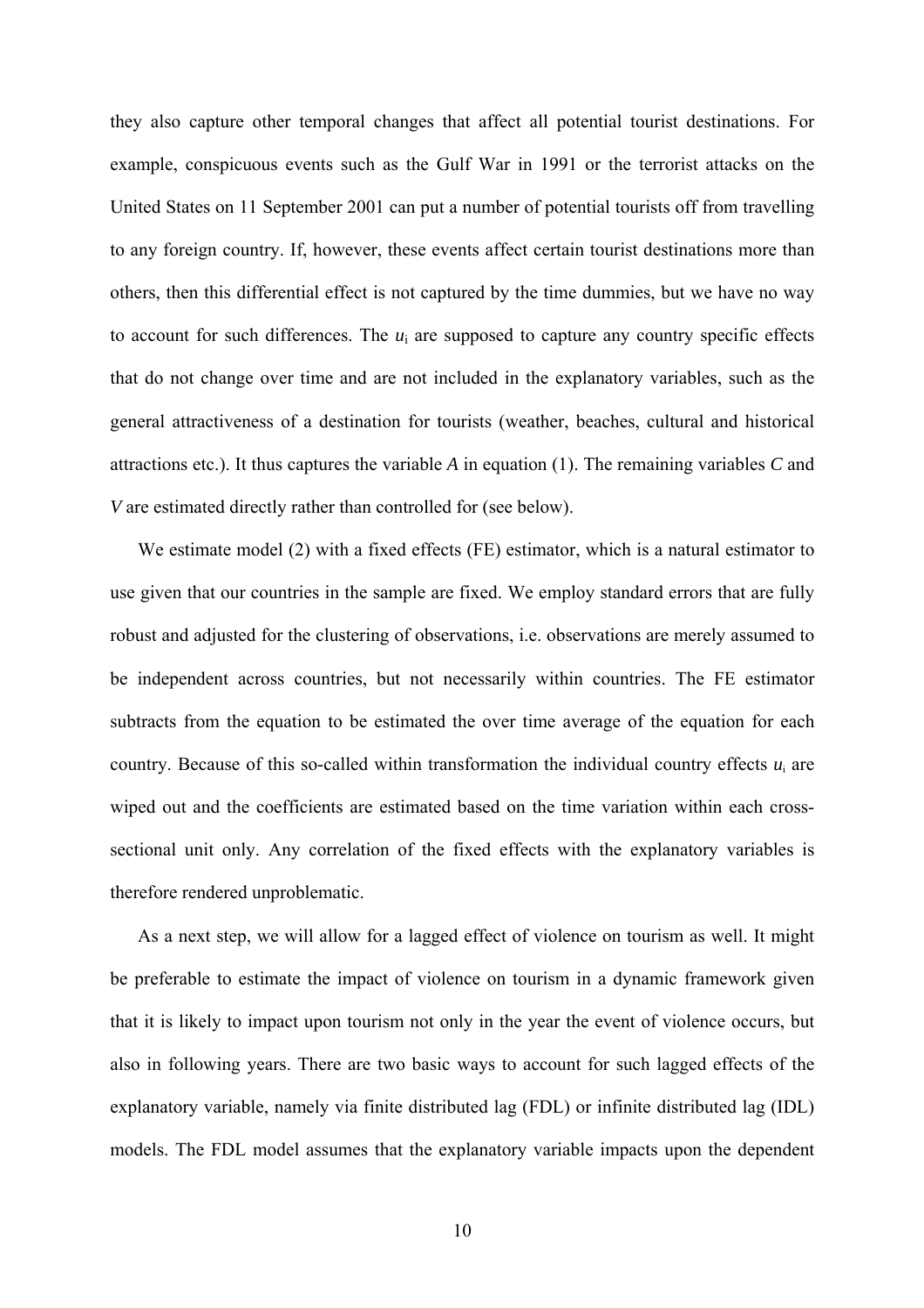they also capture other temporal changes that affect all potential tourist destinations. For example, conspicuous events such as the Gulf War in 1991 or the terrorist attacks on the United States on 11 September 2001 can put a number of potential tourists off from travelling to any foreign country. If, however, these events affect certain tourist destinations more than others, then this differential effect is not captured by the time dummies, but we have no way to account for such differences. The $u_i$ are supposed to capture any country specific effects that do not change over time and are not included in the explanatory variables, such as the general attractiveness of a destination for tourists (weather, beaches, cultural and historical attractions etc.). It thus captures the variable $A$ in equation (1). The remaining variables $C$ and $V$ are estimated directly rather than controlled for (see below).

We estimate model (2) with a fixed effects (FE) estimator, which is a natural estimator to use given that our countries in the sample are fixed. We employ standard errors that are fully robust and adjusted for the clustering of observations, i.e. observations are merely assumed to be independent across countries, but not necessarily within countries. The FE estimator subtracts from the equation to be estimated the over time average of the equation for each country. Because of this so-called within transformation the individual country effects $u_i$ are wiped out and the coefficients are estimated based on the time variation within each cross-sectional unit only. Any correlation of the fixed effects with the explanatory variables is therefore rendered unproblematic.

As a next step, we will allow for a lagged effect of violence on tourism as well. It might be preferable to estimate the impact of violence on tourism in a dynamic framework given that it is likely to impact upon tourism not only in the year the event of violence occurs, but also in following years. There are two basic ways to account for such lagged effects of the explanatory variable, namely via finite distributed lag (FDL) or infinite distributed lag (IDL) models. The FDL model assumes that the explanatory variable impacts upon the dependent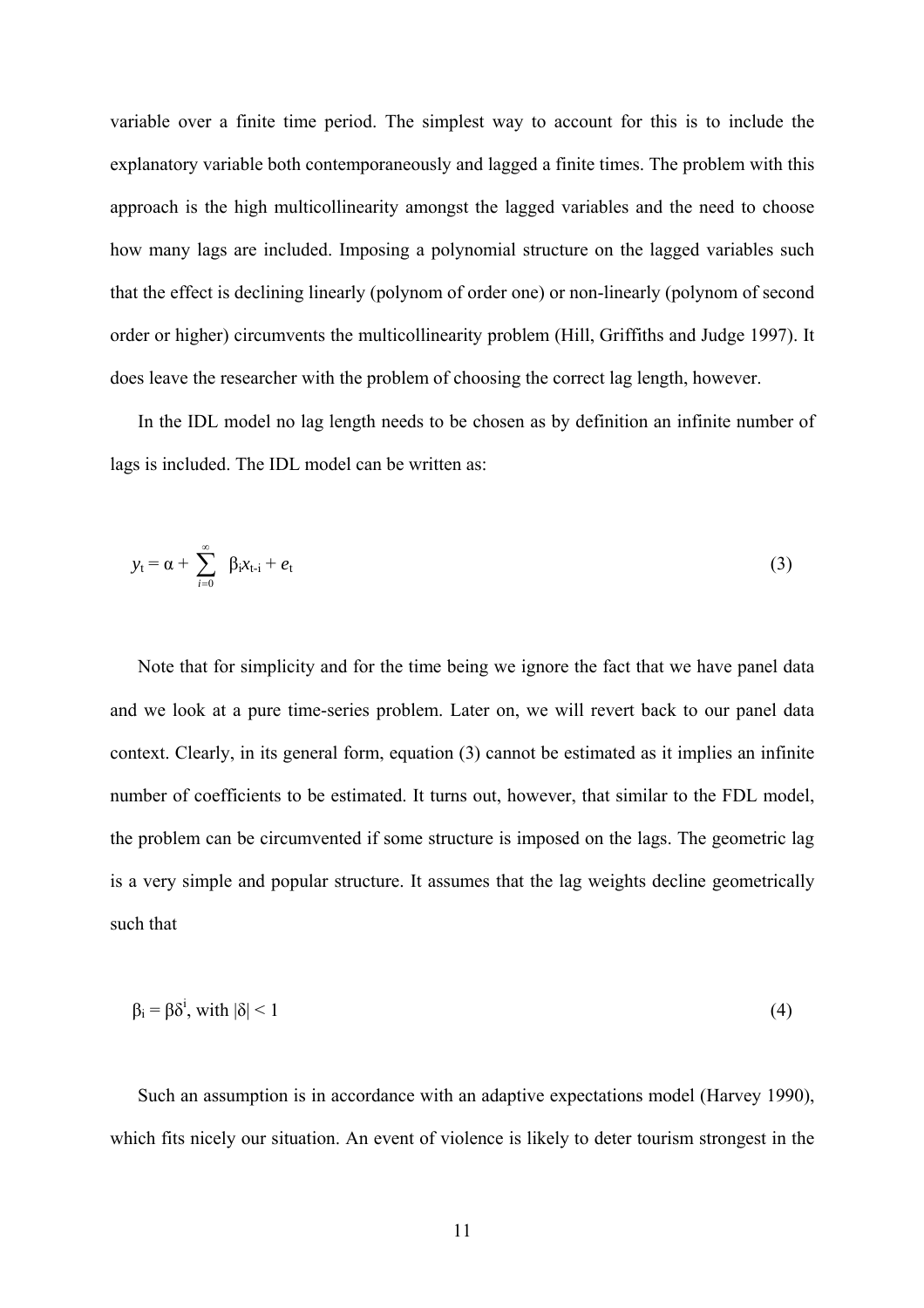variable over a finite time period. The simplest way to account for this is to include the explanatory variable both contemporaneously and lagged a finite times. The problem with this approach is the high multicollinearity amongst the lagged variables and the need to choose how many lags are included. Imposing a polynomial structure on the lagged variables such that the effect is declining linearly (polynom of order one) or non-linearly (polynom of second order or higher) circumvents the multicollinearity problem (Hill, Griffiths and Judge 1997). It does leave the researcher with the problem of choosing the correct lag length, however.

In the IDL model no lag length needs to be chosen as by definition an infinite number of lags is included. The IDL model can be written as:

$$y_t = \alpha + \sum_{i=0}^{\infty} \beta_i x_{t-i} + e_t \tag{3}$$

Note that for simplicity and for the time being we ignore the fact that we have panel data and we look at a pure time-series problem. Later on, we will revert back to our panel data context. Clearly, in its general form, equation (3) cannot be estimated as it implies an infinite number of coefficients to be estimated. It turns out, however, that similar to the FDL model, the problem can be circumvented if some structure is imposed on the lags. The geometric lag is a very simple and popular structure. It assumes that the lag weights decline geometrically such that

$$\beta_i = \beta\delta^i, \text{ with } |\delta| < 1 \tag{4}$$

Such an assumption is in accordance with an adaptive expectations model (Harvey 1990), which fits nicely our situation. An event of violence is likely to deter tourism strongest in the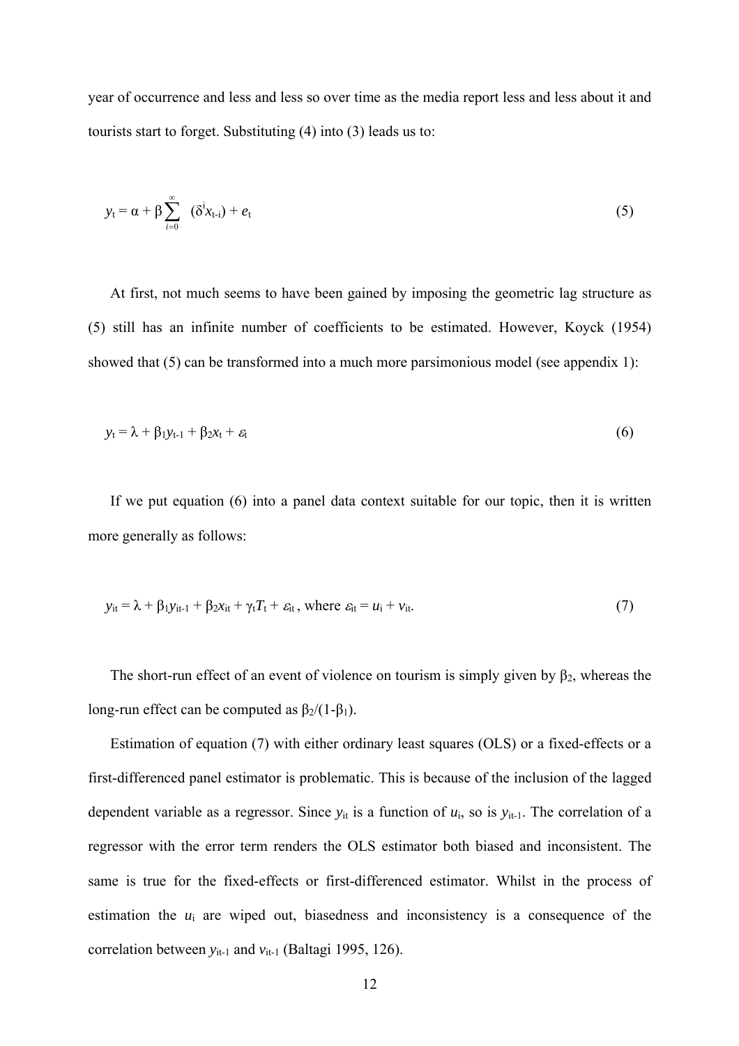year of occurrence and less and less so over time as the media report less and less about it and tourists start to forget. Substituting (4) into (3) leads us to:

$$y_t = \alpha + \beta \sum_{i=0}^{\infty} (\delta^i x_{t-i}) + e_t \tag{5}$$

At first, not much seems to have been gained by imposing the geometric lag structure as (5) still has an infinite number of coefficients to be estimated. However, Koyck (1954) showed that (5) can be transformed into a much more parsimonious model (see appendix 1):

$$y_t = \lambda + \beta_1 y_{t-1} + \beta_2 x_t + \varepsilon_t \tag{6}$$

If we put equation (6) into a panel data context suitable for our topic, then it is written more generally as follows:

$$y_{it} = \lambda + \beta_1 y_{it-1} + \beta_2 x_{it} + \gamma_t T_t + \varepsilon_{it}\text{, where } \varepsilon_{it} = u_i + v_{it}. \tag{7}$$

The short-run effect of an event of violence on tourism is simply given by $\beta_2$, whereas the long-run effect can be computed as $\beta_2/(1-\beta_1)$.

Estimation of equation (7) with either ordinary least squares (OLS) or a fixed-effects or a first-differenced panel estimator is problematic. This is because of the inclusion of the lagged dependent variable as a regressor. Since $y_{it}$ is a function of $u_i$, so is $y_{it-1}$. The correlation of a regressor with the error term renders the OLS estimator both biased and inconsistent. The same is true for the fixed-effects or first-differenced estimator. Whilst in the process of estimation the $u_i$ are wiped out, biasedness and inconsistency is a consequence of the correlation between $y_{it-1}$ and $v_{it-1}$ (Baltagi 1995, 126).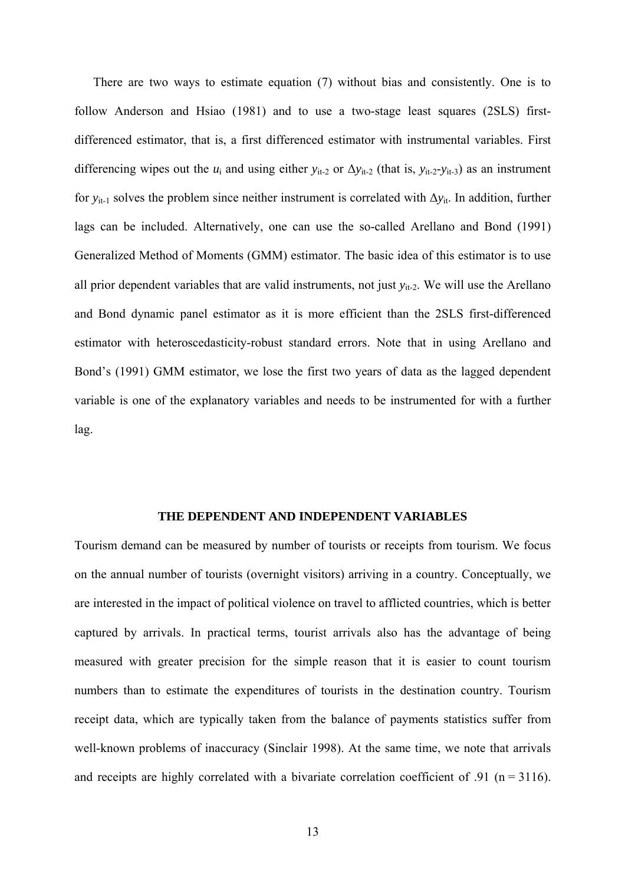There are two ways to estimate equation (7) without bias and consistently. One is to follow Anderson and Hsiao (1981) and to use a two-stage least squares (2SLS) first-differenced estimator, that is, a first differenced estimator with instrumental variables. First differencing wipes out the $u_i$ and using either $y_{it-2}$ or $\Delta y_{it-2}$ (that is, $y_{it-2}$-$y_{it-3}$) as an instrument for $y_{it-1}$ solves the problem since neither instrument is correlated with $\Delta y_{it}$. In addition, further lags can be included. Alternatively, one can use the so-called Arellano and Bond (1991) Generalized Method of Moments (GMM) estimator. The basic idea of this estimator is to use all prior dependent variables that are valid instruments, not just $y_{it-2}$. We will use the Arellano and Bond dynamic panel estimator as it is more efficient than the 2SLS first-differenced estimator with heteroscedasticity-robust standard errors. Note that in using Arellano and Bond's (1991) GMM estimator, we lose the first two years of data as the lagged dependent variable is one of the explanatory variables and needs to be instrumented for with a further lag.

## THE DEPENDENT AND INDEPENDENT VARIABLES

Tourism demand can be measured by number of tourists or receipts from tourism. We focus on the annual number of tourists (overnight visitors) arriving in a country. Conceptually, we are interested in the impact of political violence on travel to afflicted countries, which is better captured by arrivals. In practical terms, tourist arrivals also has the advantage of being measured with greater precision for the simple reason that it is easier to count tourism numbers than to estimate the expenditures of tourists in the destination country. Tourism receipt data, which are typically taken from the balance of payments statistics suffer from well-known problems of inaccuracy (Sinclair 1998). At the same time, we note that arrivals and receipts are highly correlated with a bivariate correlation coefficient of .91 ($n = 3116$).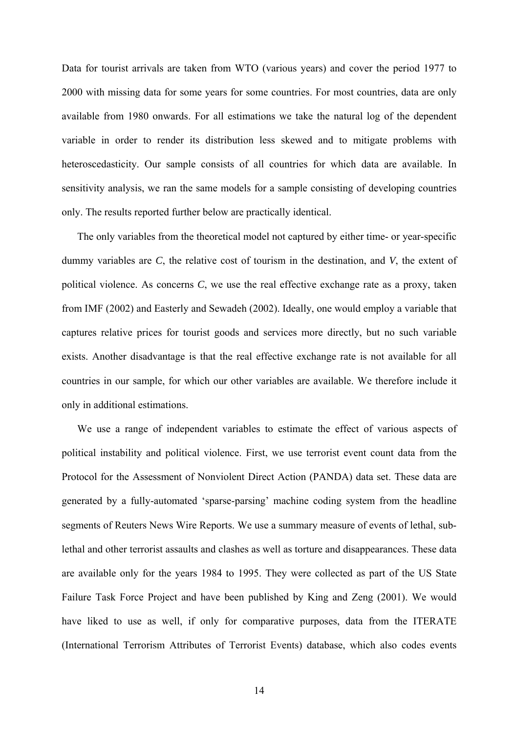Data for tourist arrivals are taken from WTO (various years) and cover the period 1977 to 2000 with missing data for some years for some countries. For most countries, data are only available from 1980 onwards. For all estimations we take the natural log of the dependent variable in order to render its distribution less skewed and to mitigate problems with heteroscedasticity. Our sample consists of all countries for which data are available. In sensitivity analysis, we ran the same models for a sample consisting of developing countries only. The results reported further below are practically identical.

The only variables from the theoretical model not captured by either time- or year-specific dummy variables are $C$, the relative cost of tourism in the destination, and $V$, the extent of political violence. As concerns $C$, we use the real effective exchange rate as a proxy, taken from IMF (2002) and Easterly and Sewadeh (2002). Ideally, one would employ a variable that captures relative prices for tourist goods and services more directly, but no such variable exists. Another disadvantage is that the real effective exchange rate is not available for all countries in our sample, for which our other variables are available. We therefore include it only in additional estimations.

We use a range of independent variables to estimate the effect of various aspects of political instability and political violence. First, we use terrorist event count data from the Protocol for the Assessment of Nonviolent Direct Action (PANDA) data set. These data are generated by a fully-automated 'sparse-parsing' machine coding system from the headline segments of Reuters News Wire Reports. We use a summary measure of events of lethal, sub-lethal and other terrorist assaults and clashes as well as torture and disappearances. These data are available only for the years 1984 to 1995. They were collected as part of the US State Failure Task Force Project and have been published by King and Zeng (2001). We would have liked to use as well, if only for comparative purposes, data from the ITERATE (International Terrorism Attributes of Terrorist Events) database, which also codes events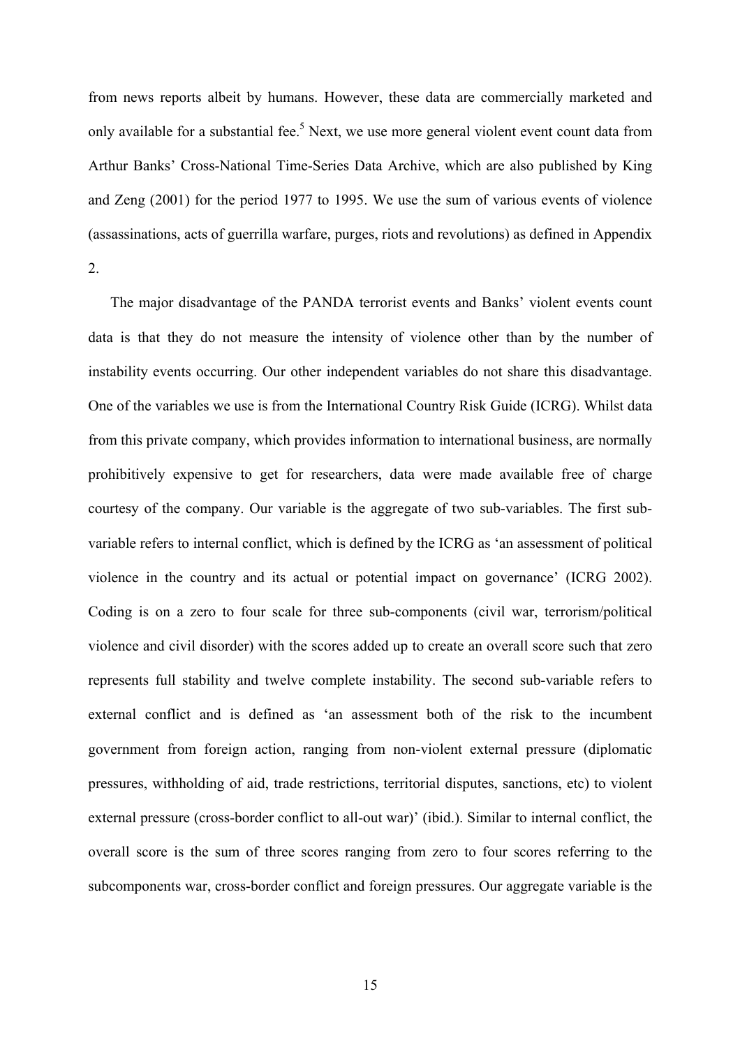from news reports albeit by humans. However, these data are commercially marketed and only available for a substantial fee.[5] Next, we use more general violent event count data from Arthur Banks' Cross-National Time-Series Data Archive, which are also published by King and Zeng (2001) for the period 1977 to 1995. We use the sum of various events of violence (assassinations, acts of guerrilla warfare, purges, riots and revolutions) as defined in Appendix 2.

The major disadvantage of the PANDA terrorist events and Banks' violent events count data is that they do not measure the intensity of violence other than by the number of instability events occurring. Our other independent variables do not share this disadvantage. One of the variables we use is from the International Country Risk Guide (ICRG). Whilst data from this private company, which provides information to international business, are normally prohibitively expensive to get for researchers, data were made available free of charge courtesy of the company. Our variable is the aggregate of two sub-variables. The first sub-variable refers to internal conflict, which is defined by the ICRG as 'an assessment of political violence in the country and its actual or potential impact on governance' (ICRG 2002). Coding is on a zero to four scale for three sub-components (civil war, terrorism/political violence and civil disorder) with the scores added up to create an overall score such that zero represents full stability and twelve complete instability. The second sub-variable refers to external conflict and is defined as 'an assessment both of the risk to the incumbent government from foreign action, ranging from non-violent external pressure (diplomatic pressures, withholding of aid, trade restrictions, territorial disputes, sanctions, etc) to violent external pressure (cross-border conflict to all-out war)' (ibid.). Similar to internal conflict, the overall score is the sum of three scores ranging from zero to four scores referring to the subcomponents war, cross-border conflict and foreign pressures. Our aggregate variable is the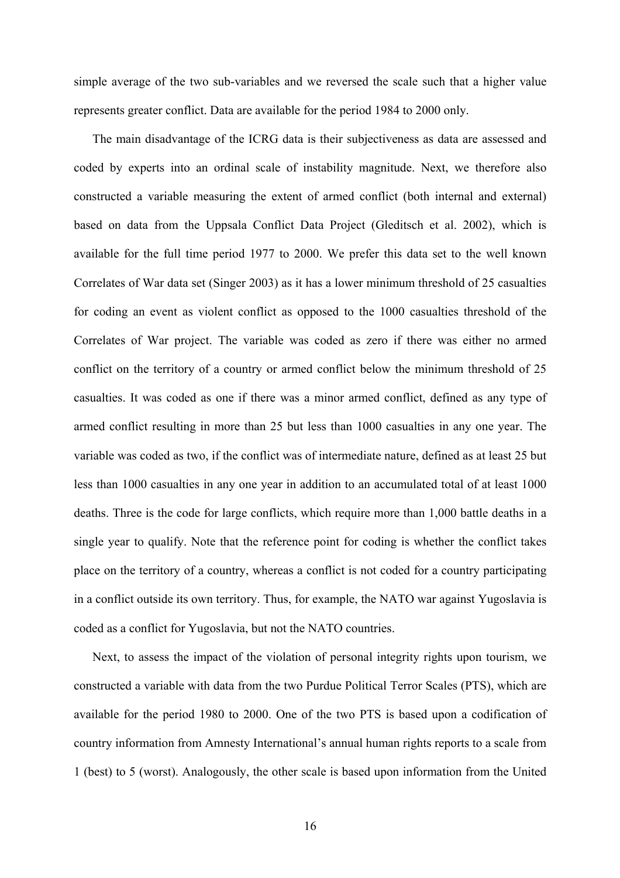simple average of the two sub-variables and we reversed the scale such that a higher value represents greater conflict. Data are available for the period 1984 to 2000 only.

The main disadvantage of the ICRG data is their subjectiveness as data are assessed and coded by experts into an ordinal scale of instability magnitude. Next, we therefore also constructed a variable measuring the extent of armed conflict (both internal and external) based on data from the Uppsala Conflict Data Project (Gleditsch et al. 2002), which is available for the full time period 1977 to 2000. We prefer this data set to the well known Correlates of War data set (Singer 2003) as it has a lower minimum threshold of 25 casualties for coding an event as violent conflict as opposed to the 1000 casualties threshold of the Correlates of War project. The variable was coded as zero if there was either no armed conflict on the territory of a country or armed conflict below the minimum threshold of 25 casualties. It was coded as one if there was a minor armed conflict, defined as any type of armed conflict resulting in more than 25 but less than 1000 casualties in any one year. The variable was coded as two, if the conflict was of intermediate nature, defined as at least 25 but less than 1000 casualties in any one year in addition to an accumulated total of at least 1000 deaths. Three is the code for large conflicts, which require more than 1,000 battle deaths in a single year to qualify. Note that the reference point for coding is whether the conflict takes place on the territory of a country, whereas a conflict is not coded for a country participating in a conflict outside its own territory. Thus, for example, the NATO war against Yugoslavia is coded as a conflict for Yugoslavia, but not the NATO countries.

Next, to assess the impact of the violation of personal integrity rights upon tourism, we constructed a variable with data from the two Purdue Political Terror Scales (PTS), which are available for the period 1980 to 2000. One of the two PTS is based upon a codification of country information from Amnesty International's annual human rights reports to a scale from 1 (best) to 5 (worst). Analogously, the other scale is based upon information from the United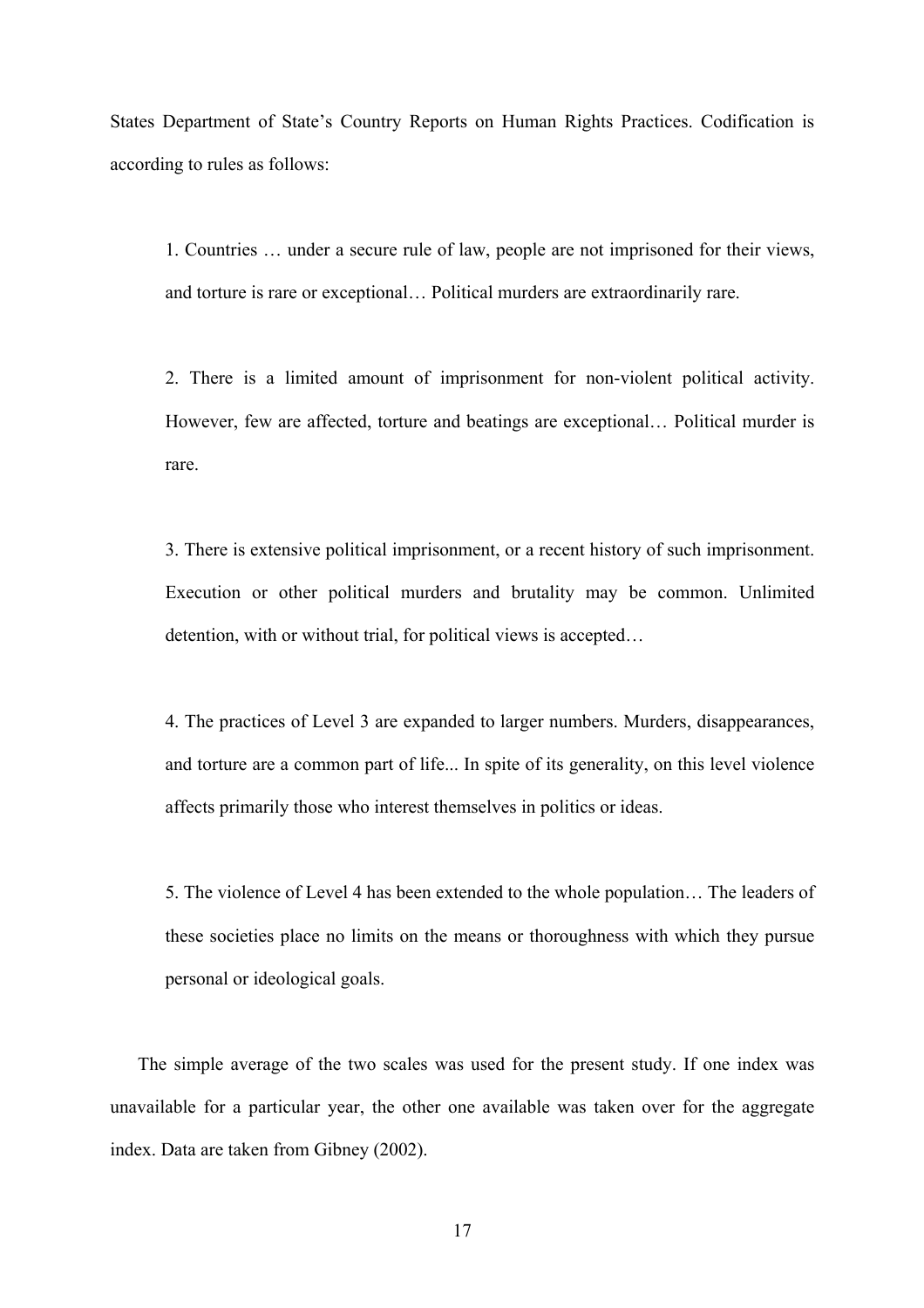States Department of State's Country Reports on Human Rights Practices. Codification is according to rules as follows:

> 1. Countries … under a secure rule of law, people are not imprisoned for their views, and torture is rare or exceptional… Political murders are extraordinarily rare.
>
> 2. There is a limited amount of imprisonment for non-violent political activity. However, few are affected, torture and beatings are exceptional… Political murder is rare.
>
> 3. There is extensive political imprisonment, or a recent history of such imprisonment. Execution or other political murders and brutality may be common. Unlimited detention, with or without trial, for political views is accepted…
>
> 4. The practices of Level 3 are expanded to larger numbers. Murders, disappearances, and torture are a common part of life... In spite of its generality, on this level violence affects primarily those who interest themselves in politics or ideas.
>
> 5. The violence of Level 4 has been extended to the whole population… The leaders of these societies place no limits on the means or thoroughness with which they pursue personal or ideological goals.

The simple average of the two scales was used for the present study. If one index was unavailable for a particular year, the other one available was taken over for the aggregate index. Data are taken from Gibney (2002).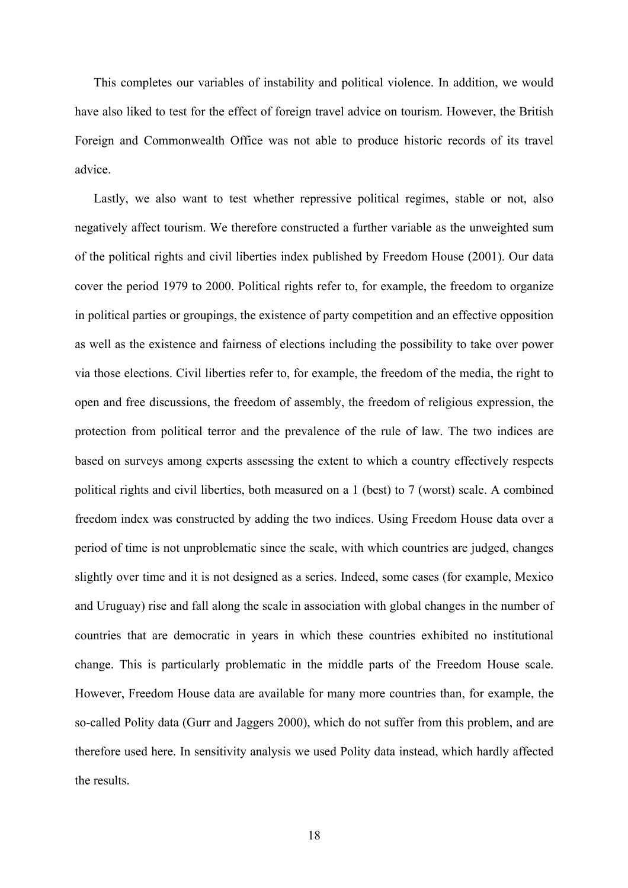This completes our variables of instability and political violence. In addition, we would have also liked to test for the effect of foreign travel advice on tourism. However, the British Foreign and Commonwealth Office was not able to produce historic records of its travel advice.

Lastly, we also want to test whether repressive political regimes, stable or not, also negatively affect tourism. We therefore constructed a further variable as the unweighted sum of the political rights and civil liberties index published by Freedom House (2001). Our data cover the period 1979 to 2000. Political rights refer to, for example, the freedom to organize in political parties or groupings, the existence of party competition and an effective opposition as well as the existence and fairness of elections including the possibility to take over power via those elections. Civil liberties refer to, for example, the freedom of the media, the right to open and free discussions, the freedom of assembly, the freedom of religious expression, the protection from political terror and the prevalence of the rule of law. The two indices are based on surveys among experts assessing the extent to which a country effectively respects political rights and civil liberties, both measured on a 1 (best) to 7 (worst) scale. A combined freedom index was constructed by adding the two indices. Using Freedom House data over a period of time is not unproblematic since the scale, with which countries are judged, changes slightly over time and it is not designed as a series. Indeed, some cases (for example, Mexico and Uruguay) rise and fall along the scale in association with global changes in the number of countries that are democratic in years in which these countries exhibited no institutional change. This is particularly problematic in the middle parts of the Freedom House scale. However, Freedom House data are available for many more countries than, for example, the so-called Polity data (Gurr and Jaggers 2000), which do not suffer from this problem, and are therefore used here. In sensitivity analysis we used Polity data instead, which hardly affected the results.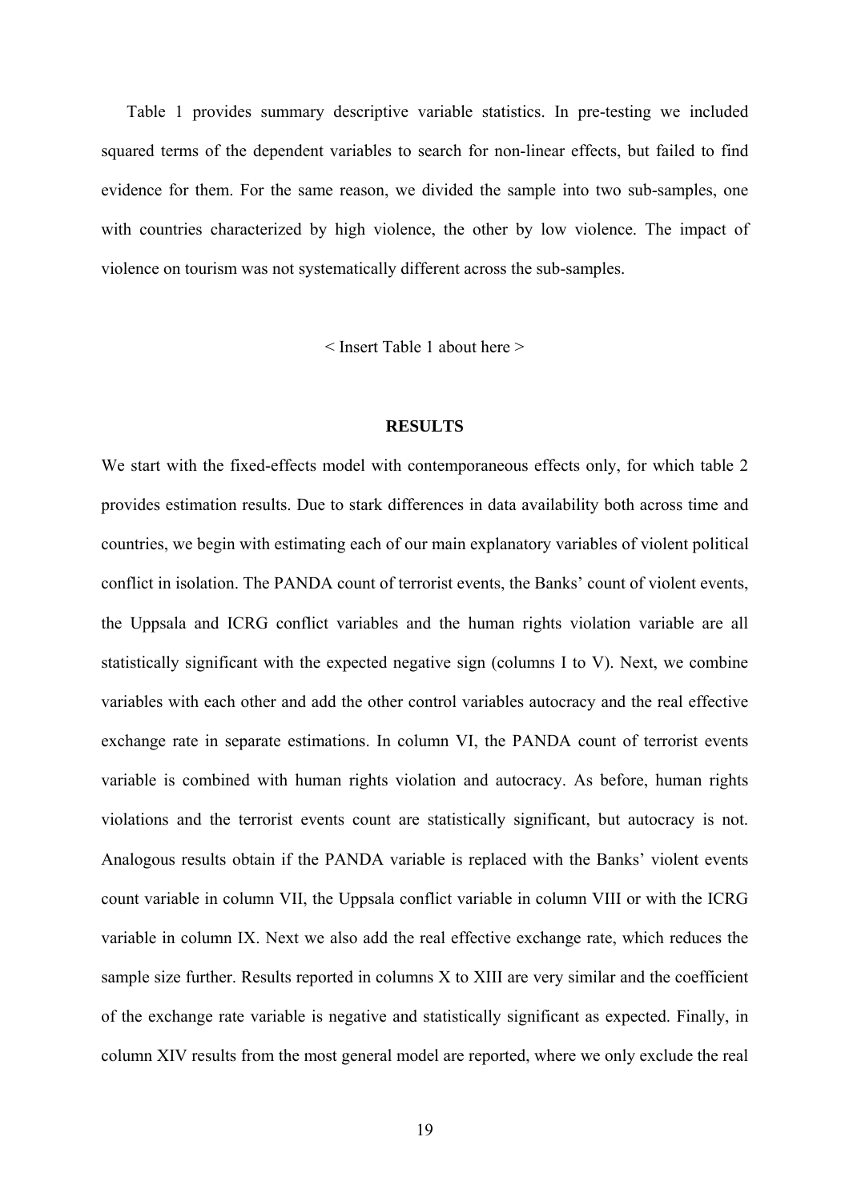Table 1 provides summary descriptive variable statistics. In pre-testing we included squared terms of the dependent variables to search for non-linear effects, but failed to find evidence for them. For the same reason, we divided the sample into two sub-samples, one with countries characterized by high violence, the other by low violence. The impact of violence on tourism was not systematically different across the sub-samples.

< Insert Table 1 about here >

## RESULTS

We start with the fixed-effects model with contemporaneous effects only, for which table 2 provides estimation results. Due to stark differences in data availability both across time and countries, we begin with estimating each of our main explanatory variables of violent political conflict in isolation. The PANDA count of terrorist events, the Banks' count of violent events, the Uppsala and ICRG conflict variables and the human rights violation variable are all statistically significant with the expected negative sign (columns I to V). Next, we combine variables with each other and add the other control variables autocracy and the real effective exchange rate in separate estimations. In column VI, the PANDA count of terrorist events variable is combined with human rights violation and autocracy. As before, human rights violations and the terrorist events count are statistically significant, but autocracy is not. Analogous results obtain if the PANDA variable is replaced with the Banks' violent events count variable in column VII, the Uppsala conflict variable in column VIII or with the ICRG variable in column IX. Next we also add the real effective exchange rate, which reduces the sample size further. Results reported in columns X to XIII are very similar and the coefficient of the exchange rate variable is negative and statistically significant as expected. Finally, in column XIV results from the most general model are reported, where we only exclude the real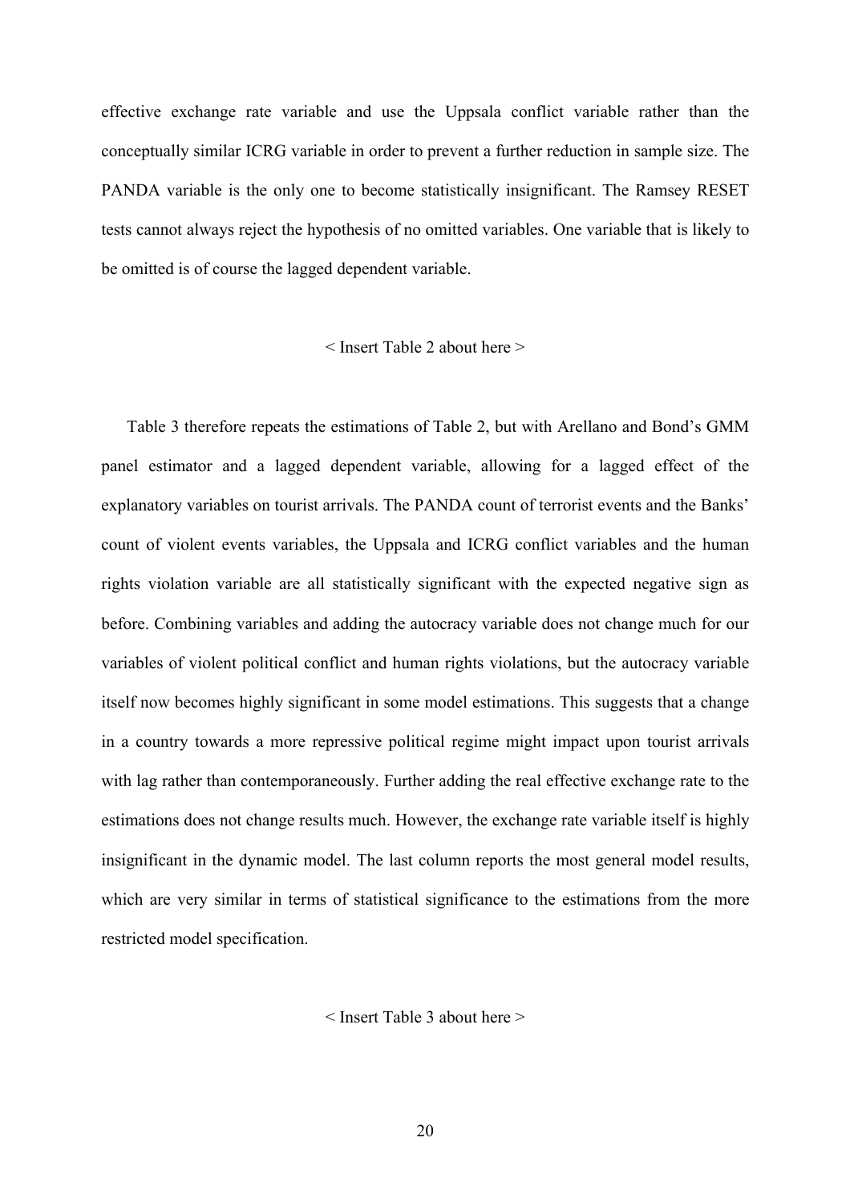effective exchange rate variable and use the Uppsala conflict variable rather than the conceptually similar ICRG variable in order to prevent a further reduction in sample size. The PANDA variable is the only one to become statistically insignificant. The Ramsey RESET tests cannot always reject the hypothesis of no omitted variables. One variable that is likely to be omitted is of course the lagged dependent variable.

< Insert Table 2 about here >

Table 3 therefore repeats the estimations of Table 2, but with Arellano and Bond's GMM panel estimator and a lagged dependent variable, allowing for a lagged effect of the explanatory variables on tourist arrivals. The PANDA count of terrorist events and the Banks' count of violent events variables, the Uppsala and ICRG conflict variables and the human rights violation variable are all statistically significant with the expected negative sign as before. Combining variables and adding the autocracy variable does not change much for our variables of violent political conflict and human rights violations, but the autocracy variable itself now becomes highly significant in some model estimations. This suggests that a change in a country towards a more repressive political regime might impact upon tourist arrivals with lag rather than contemporaneously. Further adding the real effective exchange rate to the estimations does not change results much. However, the exchange rate variable itself is highly insignificant in the dynamic model. The last column reports the most general model results, which are very similar in terms of statistical significance to the estimations from the more restricted model specification.

< Insert Table 3 about here >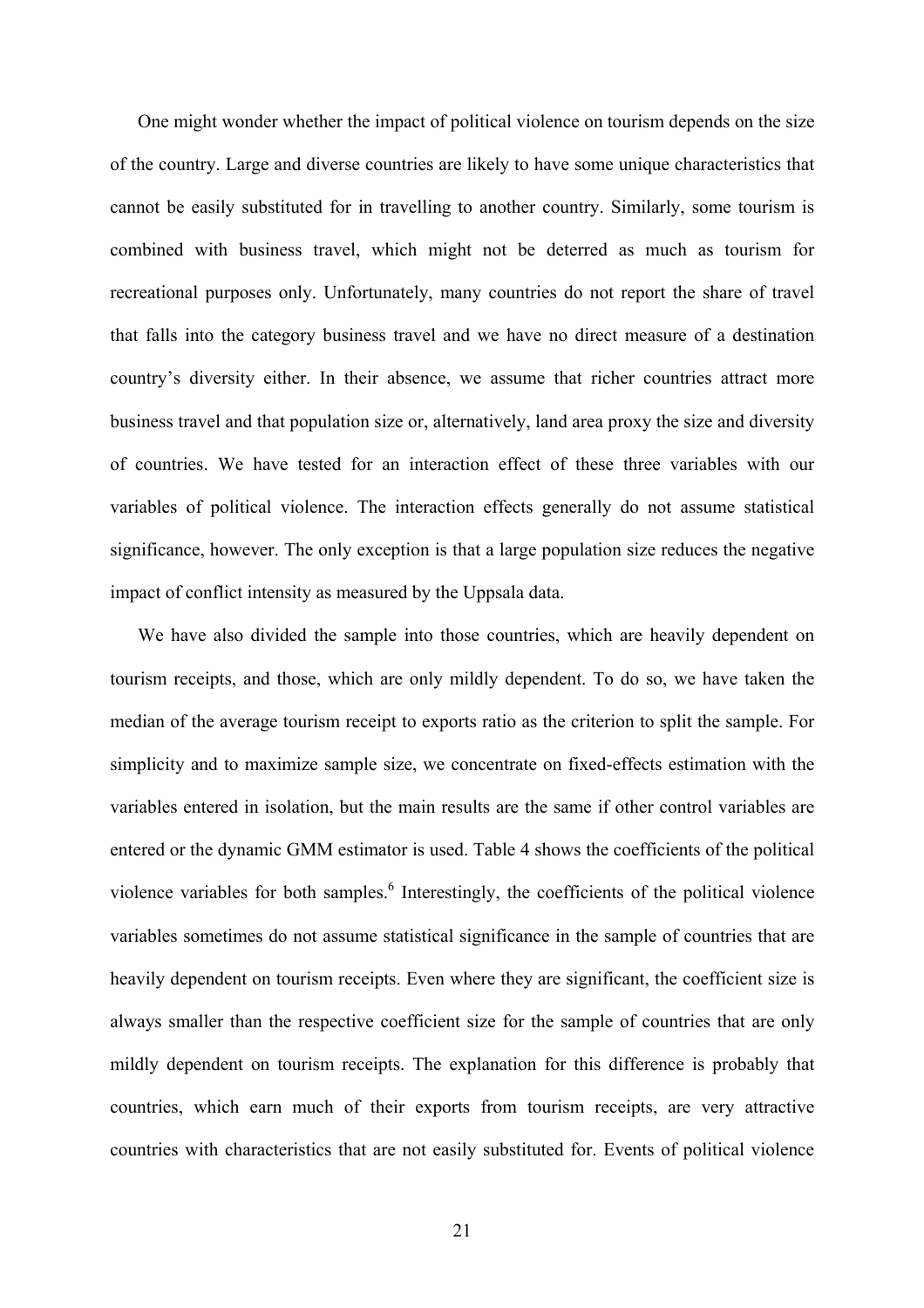One might wonder whether the impact of political violence on tourism depends on the size of the country. Large and diverse countries are likely to have some unique characteristics that cannot be easily substituted for in travelling to another country. Similarly, some tourism is combined with business travel, which might not be deterred as much as tourism for recreational purposes only. Unfortunately, many countries do not report the share of travel that falls into the category business travel and we have no direct measure of a destination country's diversity either. In their absence, we assume that richer countries attract more business travel and that population size or, alternatively, land area proxy the size and diversity of countries. We have tested for an interaction effect of these three variables with our variables of political violence. The interaction effects generally do not assume statistical significance, however. The only exception is that a large population size reduces the negative impact of conflict intensity as measured by the Uppsala data.

We have also divided the sample into those countries, which are heavily dependent on tourism receipts, and those, which are only mildly dependent. To do so, we have taken the median of the average tourism receipt to exports ratio as the criterion to split the sample. For simplicity and to maximize sample size, we concentrate on fixed-effects estimation with the variables entered in isolation, but the main results are the same if other control variables are entered or the dynamic GMM estimator is used. Table 4 shows the coefficients of the political violence variables for both samples.[6] Interestingly, the coefficients of the political violence variables sometimes do not assume statistical significance in the sample of countries that are heavily dependent on tourism receipts. Even where they are significant, the coefficient size is always smaller than the respective coefficient size for the sample of countries that are only mildly dependent on tourism receipts. The explanation for this difference is probably that countries, which earn much of their exports from tourism receipts, are very attractive countries with characteristics that are not easily substituted for. Events of political violence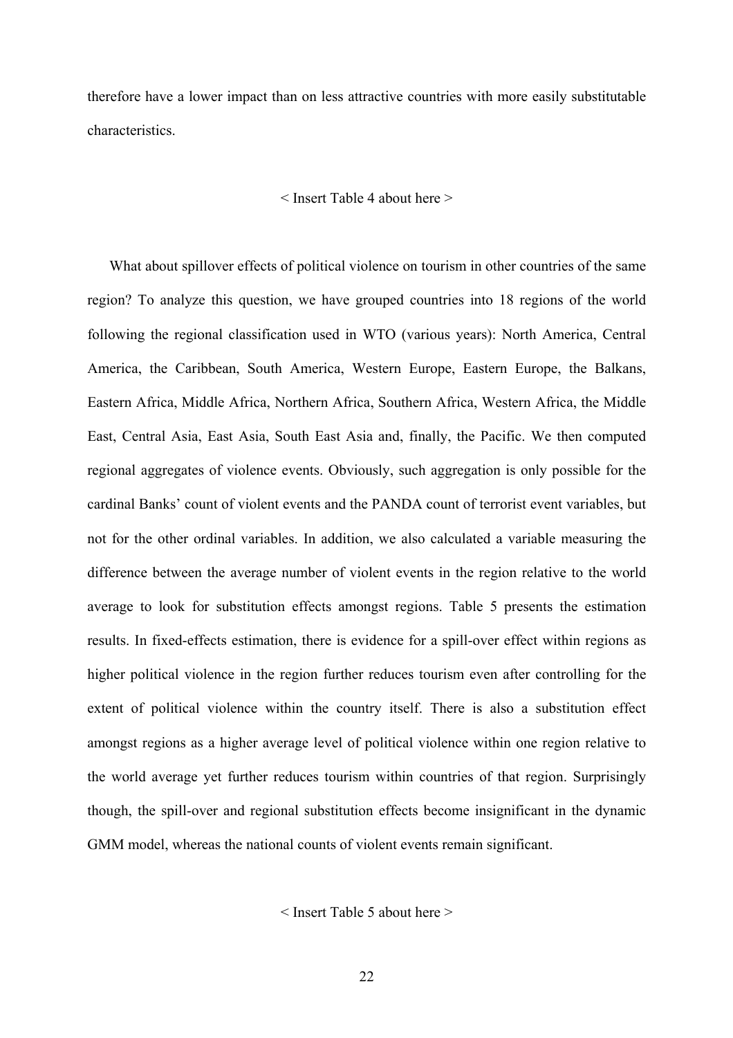therefore have a lower impact than on less attractive countries with more easily substitutable characteristics.

< Insert Table 4 about here >

What about spillover effects of political violence on tourism in other countries of the same region? To analyze this question, we have grouped countries into 18 regions of the world following the regional classification used in WTO (various years): North America, Central America, the Caribbean, South America, Western Europe, Eastern Europe, the Balkans, Eastern Africa, Middle Africa, Northern Africa, Southern Africa, Western Africa, the Middle East, Central Asia, East Asia, South East Asia and, finally, the Pacific. We then computed regional aggregates of violence events. Obviously, such aggregation is only possible for the cardinal Banks' count of violent events and the PANDA count of terrorist event variables, but not for the other ordinal variables. In addition, we also calculated a variable measuring the difference between the average number of violent events in the region relative to the world average to look for substitution effects amongst regions. Table 5 presents the estimation results. In fixed-effects estimation, there is evidence for a spill-over effect within regions as higher political violence in the region further reduces tourism even after controlling for the extent of political violence within the country itself. There is also a substitution effect amongst regions as a higher average level of political violence within one region relative to the world average yet further reduces tourism within countries of that region. Surprisingly though, the spill-over and regional substitution effects become insignificant in the dynamic GMM model, whereas the national counts of violent events remain significant.

< Insert Table 5 about here >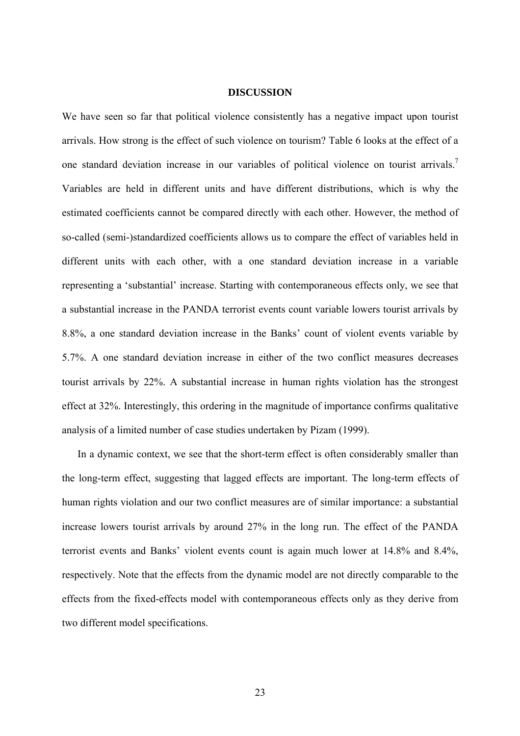## DISCUSSION

We have seen so far that political violence consistently has a negative impact upon tourist arrivals. How strong is the effect of such violence on tourism? Table 6 looks at the effect of a one standard deviation increase in our variables of political violence on tourist arrivals.[7] Variables are held in different units and have different distributions, which is why the estimated coefficients cannot be compared directly with each other. However, the method of so-called (semi-)standardized coefficients allows us to compare the effect of variables held in different units with each other, with a one standard deviation increase in a variable representing a 'substantial' increase. Starting with contemporaneous effects only, we see that a substantial increase in the PANDA terrorist events count variable lowers tourist arrivals by 8.8%, a one standard deviation increase in the Banks' count of violent events variable by 5.7%. A one standard deviation increase in either of the two conflict measures decreases tourist arrivals by 22%. A substantial increase in human rights violation has the strongest effect at 32%. Interestingly, this ordering in the magnitude of importance confirms qualitative analysis of a limited number of case studies undertaken by Pizam (1999).

In a dynamic context, we see that the short-term effect is often considerably smaller than the long-term effect, suggesting that lagged effects are important. The long-term effects of human rights violation and our two conflict measures are of similar importance: a substantial increase lowers tourist arrivals by around 27% in the long run. The effect of the PANDA terrorist events and Banks' violent events count is again much lower at 14.8% and 8.4%, respectively. Note that the effects from the dynamic model are not directly comparable to the effects from the fixed-effects model with contemporaneous effects only as they derive from two different model specifications.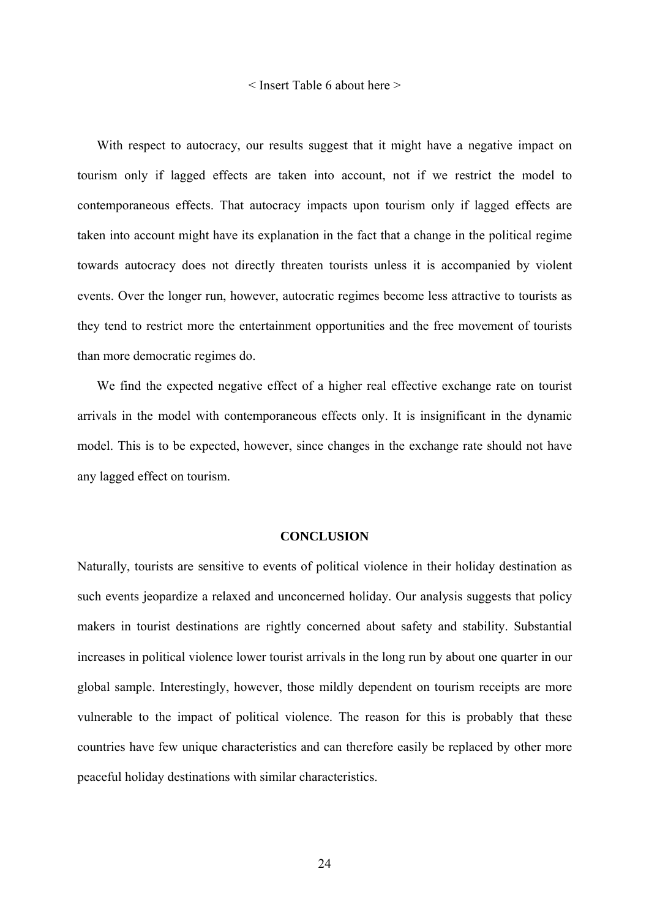< Insert Table 6 about here >

With respect to autocracy, our results suggest that it might have a negative impact on tourism only if lagged effects are taken into account, not if we restrict the model to contemporaneous effects. That autocracy impacts upon tourism only if lagged effects are taken into account might have its explanation in the fact that a change in the political regime towards autocracy does not directly threaten tourists unless it is accompanied by violent events. Over the longer run, however, autocratic regimes become less attractive to tourists as they tend to restrict more the entertainment opportunities and the free movement of tourists than more democratic regimes do.

We find the expected negative effect of a higher real effective exchange rate on tourist arrivals in the model with contemporaneous effects only. It is insignificant in the dynamic model. This is to be expected, however, since changes in the exchange rate should not have any lagged effect on tourism.

## CONCLUSION

Naturally, tourists are sensitive to events of political violence in their holiday destination as such events jeopardize a relaxed and unconcerned holiday. Our analysis suggests that policy makers in tourist destinations are rightly concerned about safety and stability. Substantial increases in political violence lower tourist arrivals in the long run by about one quarter in our global sample. Interestingly, however, those mildly dependent on tourism receipts are more vulnerable to the impact of political violence. The reason for this is probably that these countries have few unique characteristics and can therefore easily be replaced by other more peaceful holiday destinations with similar characteristics.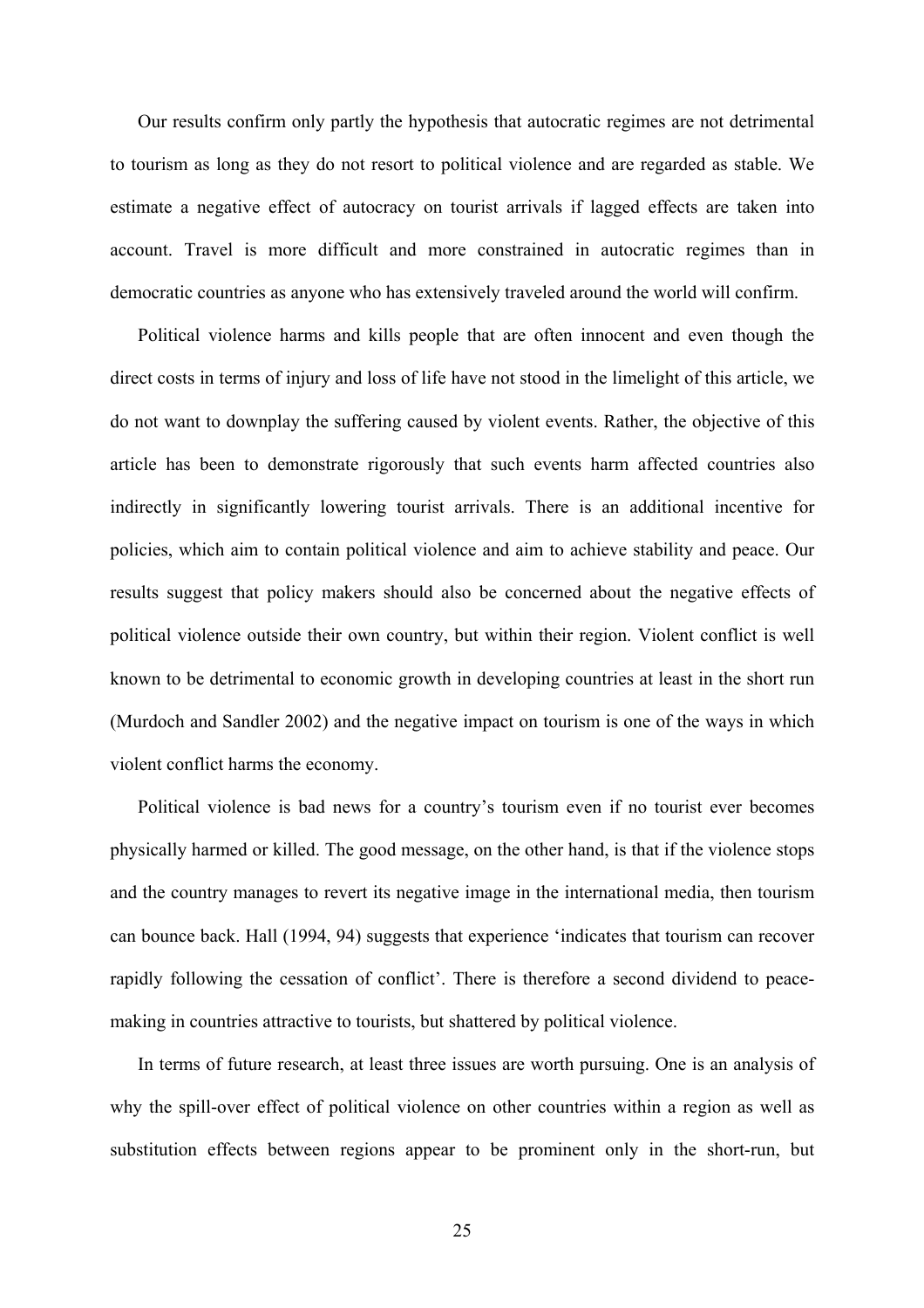Our results confirm only partly the hypothesis that autocratic regimes are not detrimental to tourism as long as they do not resort to political violence and are regarded as stable. We estimate a negative effect of autocracy on tourist arrivals if lagged effects are taken into account. Travel is more difficult and more constrained in autocratic regimes than in democratic countries as anyone who has extensively traveled around the world will confirm.

Political violence harms and kills people that are often innocent and even though the direct costs in terms of injury and loss of life have not stood in the limelight of this article, we do not want to downplay the suffering caused by violent events. Rather, the objective of this article has been to demonstrate rigorously that such events harm affected countries also indirectly in significantly lowering tourist arrivals. There is an additional incentive for policies, which aim to contain political violence and aim to achieve stability and peace. Our results suggest that policy makers should also be concerned about the negative effects of political violence outside their own country, but within their region. Violent conflict is well known to be detrimental to economic growth in developing countries at least in the short run (Murdoch and Sandler 2002) and the negative impact on tourism is one of the ways in which violent conflict harms the economy.

Political violence is bad news for a country's tourism even if no tourist ever becomes physically harmed or killed. The good message, on the other hand, is that if the violence stops and the country manages to revert its negative image in the international media, then tourism can bounce back. Hall (1994, 94) suggests that experience 'indicates that tourism can recover rapidly following the cessation of conflict'. There is therefore a second dividend to peace-making in countries attractive to tourists, but shattered by political violence.

In terms of future research, at least three issues are worth pursuing. One is an analysis of why the spill-over effect of political violence on other countries within a region as well as substitution effects between regions appear to be prominent only in the short-run, but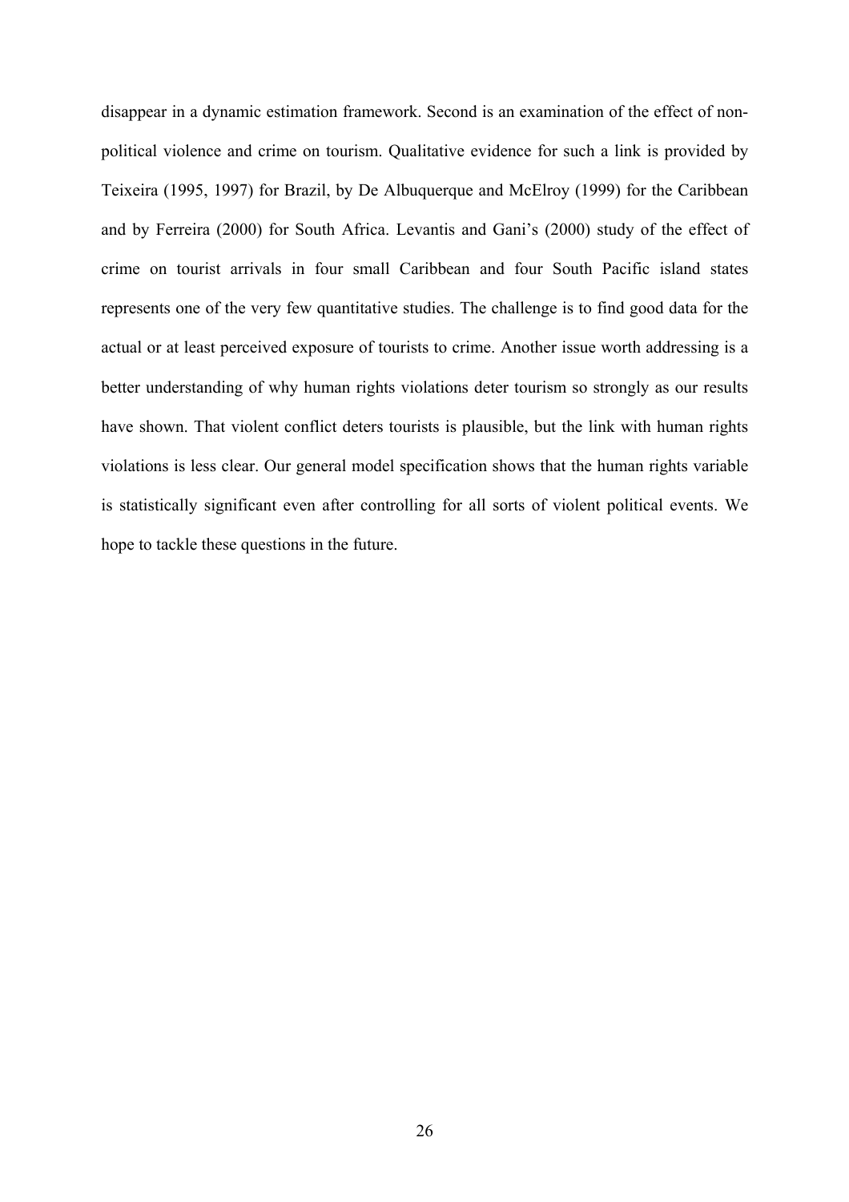disappear in a dynamic estimation framework. Second is an examination of the effect of non-political violence and crime on tourism. Qualitative evidence for such a link is provided by Teixeira (1995, 1997) for Brazil, by De Albuquerque and McElroy (1999) for the Caribbean and by Ferreira (2000) for South Africa. Levantis and Gani's (2000) study of the effect of crime on tourist arrivals in four small Caribbean and four South Pacific island states represents one of the very few quantitative studies. The challenge is to find good data for the actual or at least perceived exposure of tourists to crime. Another issue worth addressing is a better understanding of why human rights violations deter tourism so strongly as our results have shown. That violent conflict deters tourists is plausible, but the link with human rights violations is less clear. Our general model specification shows that the human rights variable is statistically significant even after controlling for all sorts of violent political events. We hope to tackle these questions in the future.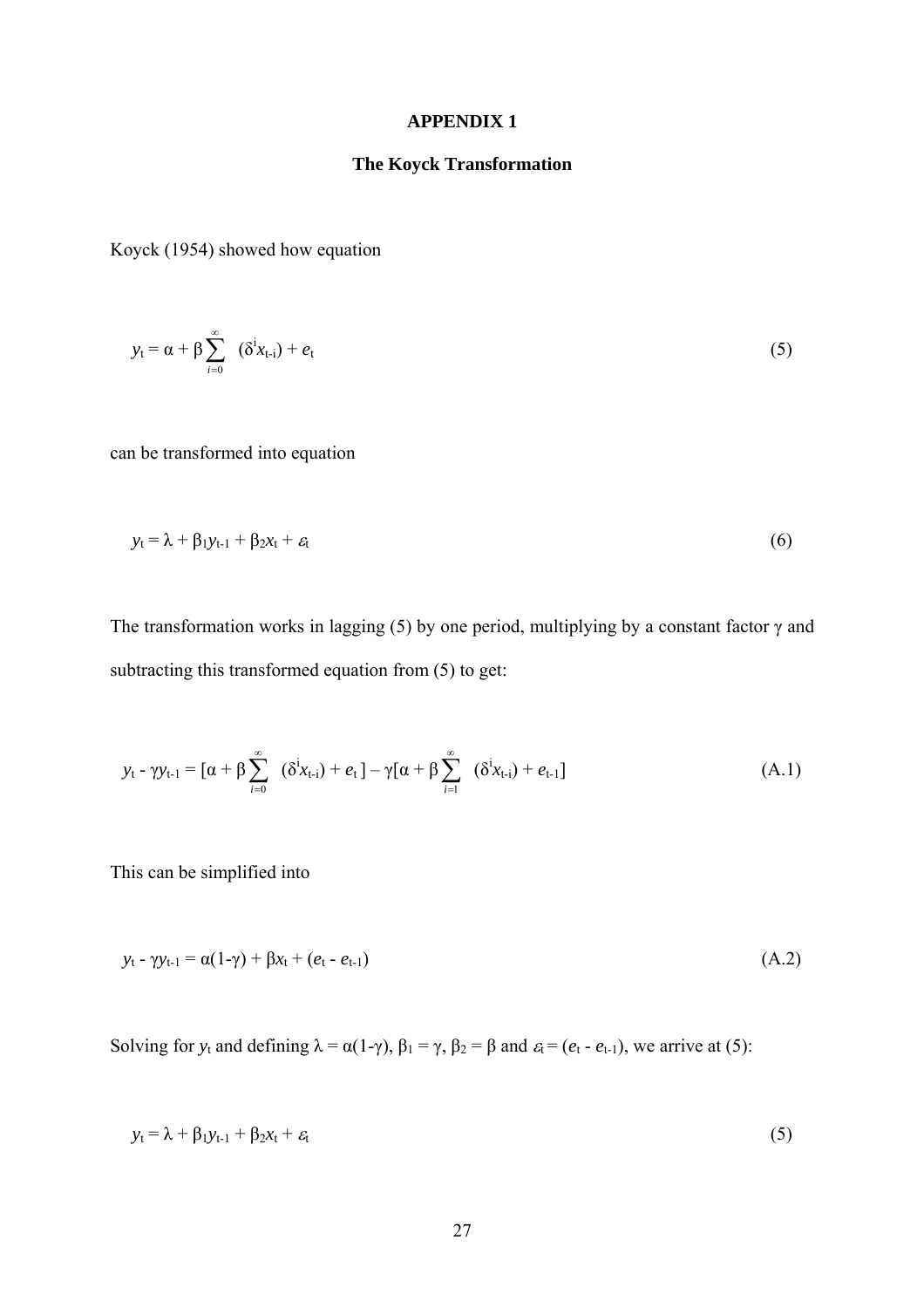# APPENDIX 1

## The Koyck Transformation

Koyck (1954) showed how equation

$$y_t = \alpha + \beta \sum_{i=0}^{\infty} (\delta^i x_{t-i}) + e_t \tag{5}$$

can be transformed into equation

$$y_t = \lambda + \beta_1 y_{t-1} + \beta_2 x_t + \varepsilon_t \tag{6}$$

The transformation works in lagging (5) by one period, multiplying by a constant factor $\gamma$ and subtracting this transformed equation from (5) to get:

$$y_t - \gamma y_{t-1} = [\alpha + \beta \sum_{i=0}^{\infty} (\delta^i x_{t-i}) + e_t] - \gamma[\alpha + \beta \sum_{i=1}^{\infty} (\delta^i x_{t-i}) + e_{t-1}] \tag{A.1}$$

This can be simplified into

$$y_t - \gamma y_{t-1} = \alpha(1-\gamma) + \beta x_t + (e_t - e_{t-1}) \tag{A.2}$$

Solving for $y_t$ and defining $\lambda = \alpha(1-\gamma)$, $\beta_1 = \gamma$, $\beta_2 = \beta$ and $\varepsilon_t = (e_t - e_{t-1})$, we arrive at (5):

$$y_t = \lambda + \beta_1 y_{t-1} + \beta_2 x_t + \varepsilon_t \tag{5}$$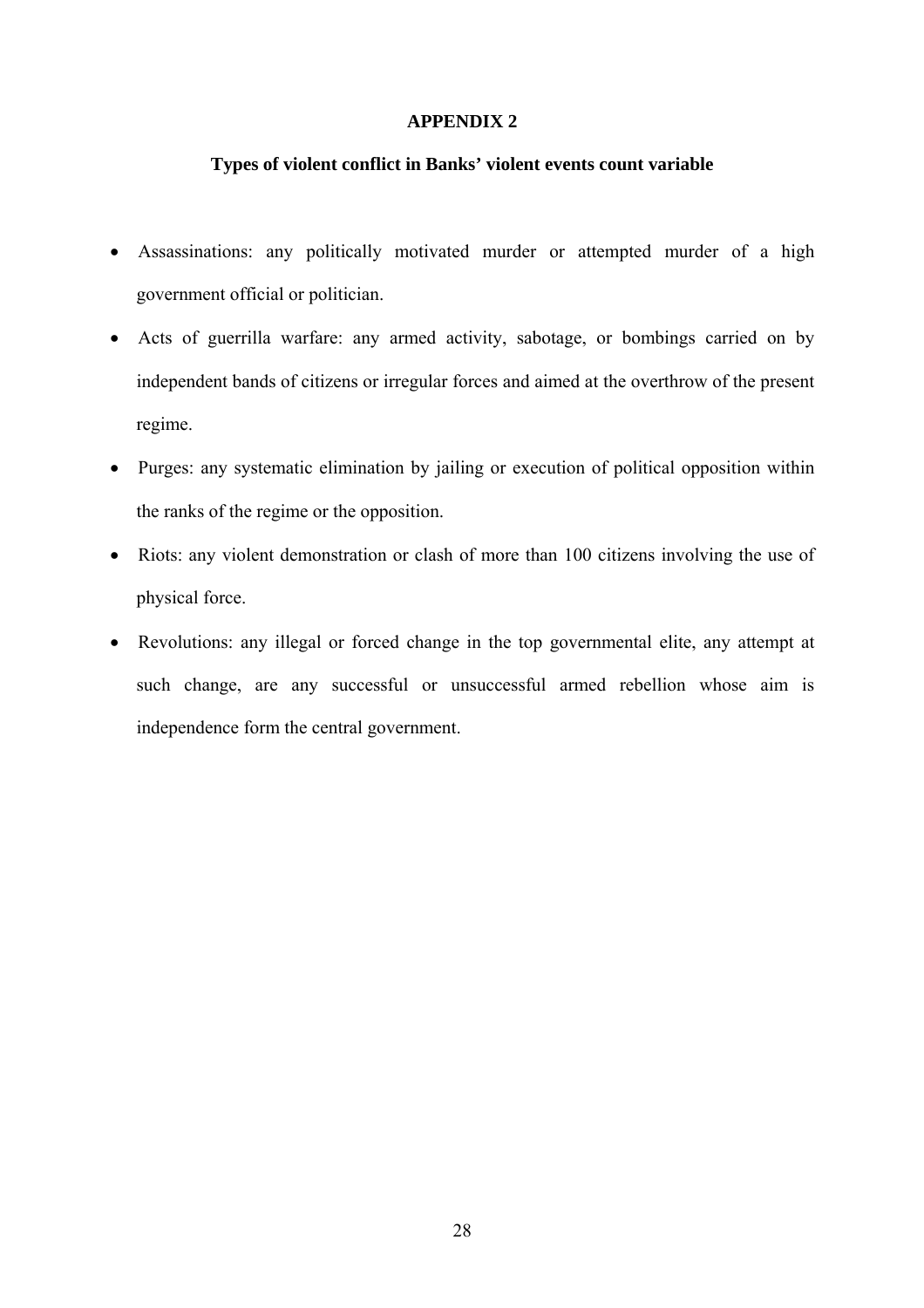## APPENDIX 2

### Types of violent conflict in Banks' violent events count variable

- Assassinations: any politically motivated murder or attempted murder of a high government official or politician.
- Acts of guerrilla warfare: any armed activity, sabotage, or bombings carried on by independent bands of citizens or irregular forces and aimed at the overthrow of the present regime.
- Purges: any systematic elimination by jailing or execution of political opposition within the ranks of the regime or the opposition.
- Riots: any violent demonstration or clash of more than 100 citizens involving the use of physical force.
- Revolutions: any illegal or forced change in the top governmental elite, any attempt at such change, are any successful or unsuccessful armed rebellion whose aim is independence form the central government.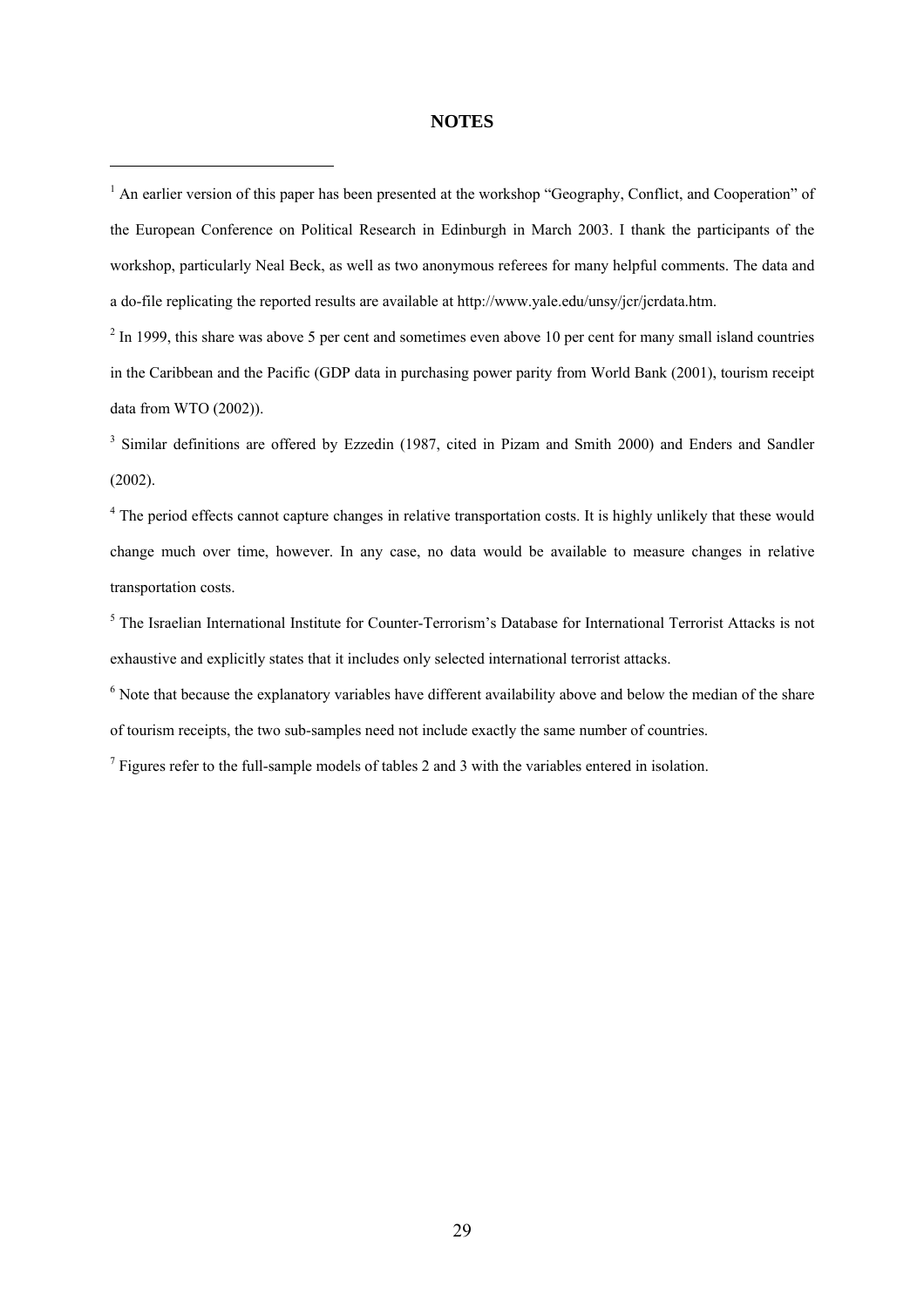## NOTES

[1] An earlier version of this paper has been presented at the workshop "Geography, Conflict, and Cooperation" of the European Conference on Political Research in Edinburgh in March 2003. I thank the participants of the workshop, particularly Neal Beck, as well as two anonymous referees for many helpful comments. The data and a do-file replicating the reported results are available at http://www.yale.edu/unsy/jcr/jcrdata.htm.

[2] In 1999, this share was above 5 per cent and sometimes even above 10 per cent for many small island countries in the Caribbean and the Pacific (GDP data in purchasing power parity from World Bank (2001), tourism receipt data from WTO (2002)).

[3] Similar definitions are offered by Ezzedin (1987, cited in Pizam and Smith 2000) and Enders and Sandler (2002).

[4] The period effects cannot capture changes in relative transportation costs. It is highly unlikely that these would change much over time, however. In any case, no data would be available to measure changes in relative transportation costs.

[5] The Israelian International Institute for Counter-Terrorism's Database for International Terrorist Attacks is not exhaustive and explicitly states that it includes only selected international terrorist attacks.

[6] Note that because the explanatory variables have different availability above and below the median of the share of tourism receipts, the two sub-samples need not include exactly the same number of countries.

[7] Figures refer to the full-sample models of tables 2 and 3 with the variables entered in isolation.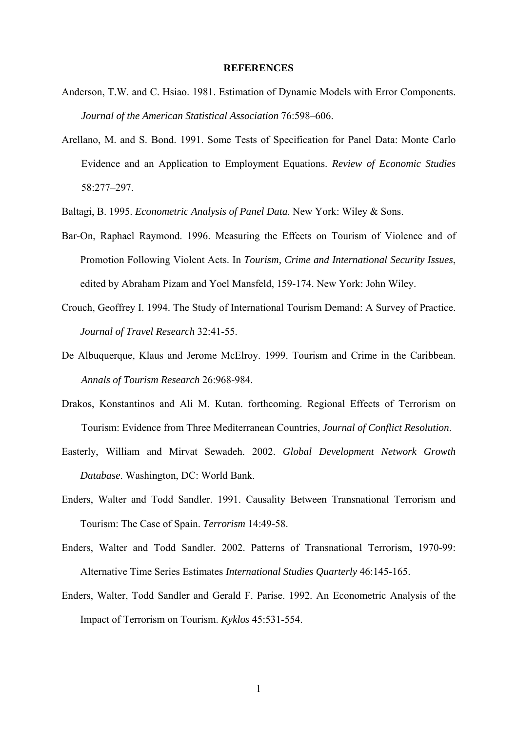## REFERENCES

Anderson, T.W. and C. Hsiao. 1981. Estimation of Dynamic Models with Error Components. *Journal of the American Statistical Association* 76:598–606.

Arellano, M. and S. Bond. 1991. Some Tests of Specification for Panel Data: Monte Carlo Evidence and an Application to Employment Equations. *Review of Economic Studies* 58:277–297.

Baltagi, B. 1995. *Econometric Analysis of Panel Data*. New York: Wiley & Sons.

Bar-On, Raphael Raymond. 1996. Measuring the Effects on Tourism of Violence and of Promotion Following Violent Acts. In *Tourism, Crime and International Security Issues*, edited by Abraham Pizam and Yoel Mansfeld, 159-174. New York: John Wiley.

Crouch, Geoffrey I. 1994. The Study of International Tourism Demand: A Survey of Practice. *Journal of Travel Research* 32:41-55.

De Albuquerque, Klaus and Jerome McElroy. 1999. Tourism and Crime in the Caribbean. *Annals of Tourism Research* 26:968-984.

Drakos, Konstantinos and Ali M. Kutan. forthcoming. Regional Effects of Terrorism on Tourism: Evidence from Three Mediterranean Countries, *Journal of Conflict Resolution*.

Easterly, William and Mirvat Sewadeh. 2002. *Global Development Network Growth Database*. Washington, DC: World Bank.

Enders, Walter and Todd Sandler. 1991. Causality Between Transnational Terrorism and Tourism: The Case of Spain. *Terrorism* 14:49-58.

Enders, Walter and Todd Sandler. 2002. Patterns of Transnational Terrorism, 1970-99: Alternative Time Series Estimates *International Studies Quarterly* 46:145-165.

Enders, Walter, Todd Sandler and Gerald F. Parise. 1992. An Econometric Analysis of the Impact of Terrorism on Tourism. *Kyklos* 45:531-554.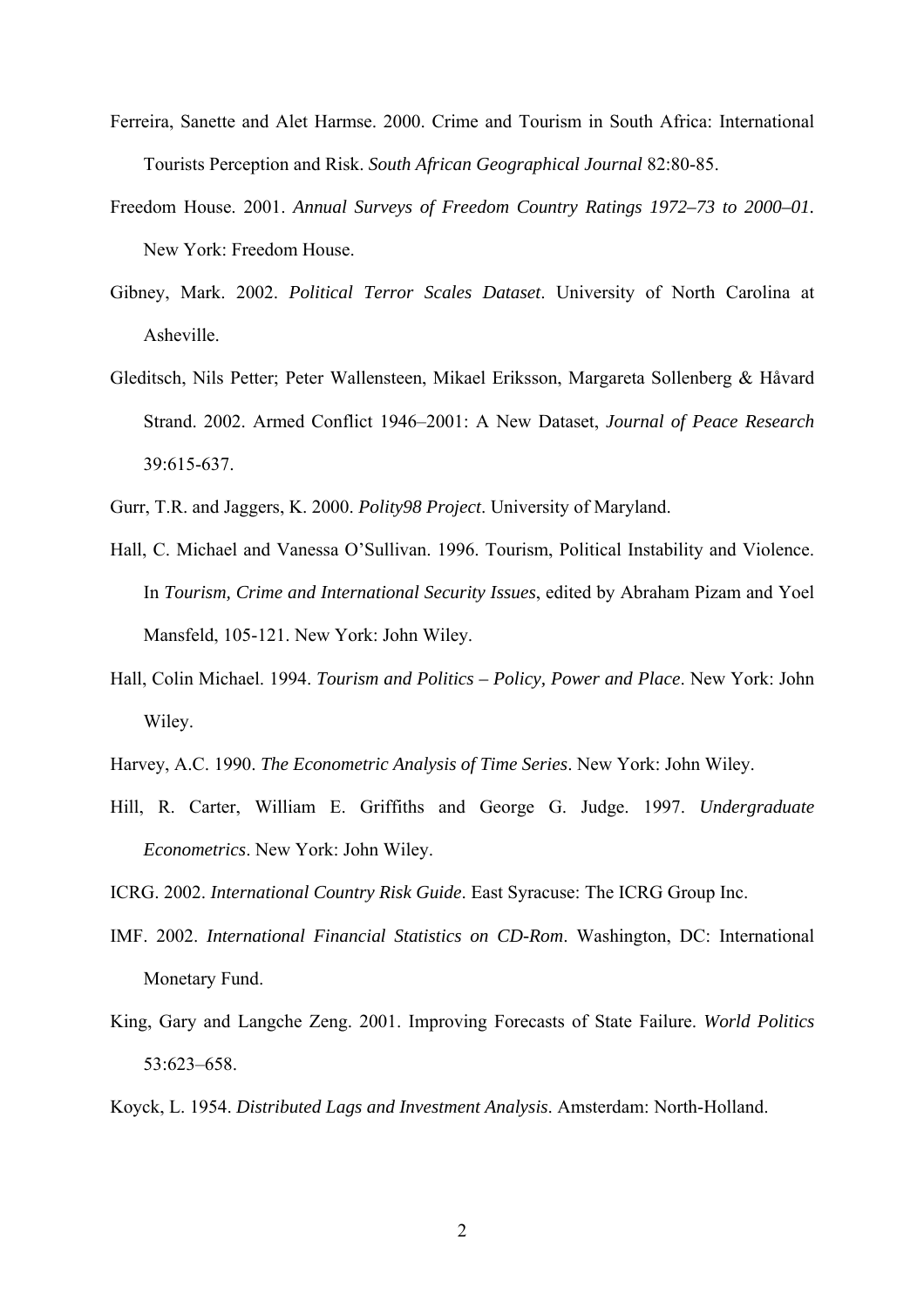Ferreira, Sanette and Alet Harmse. 2000. Crime and Tourism in South Africa: International Tourists Perception and Risk. *South African Geographical Journal* 82:80-85.

Freedom House. 2001. *Annual Surveys of Freedom Country Ratings 1972–73 to 2000–01.* New York: Freedom House.

Gibney, Mark. 2002. *Political Terror Scales Dataset*. University of North Carolina at Asheville.

Gleditsch, Nils Petter; Peter Wallensteen, Mikael Eriksson, Margareta Sollenberg & Håvard Strand. 2002. Armed Conflict 1946–2001: A New Dataset, *Journal of Peace Research* 39:615-637.

Gurr, T.R. and Jaggers, K. 2000. *Polity98 Project*. University of Maryland.

Hall, C. Michael and Vanessa O'Sullivan. 1996. Tourism, Political Instability and Violence. In *Tourism, Crime and International Security Issues*, edited by Abraham Pizam and Yoel Mansfeld, 105-121. New York: John Wiley.

Hall, Colin Michael. 1994. *Tourism and Politics – Policy, Power and Place*. New York: John Wiley.

Harvey, A.C. 1990. *The Econometric Analysis of Time Series*. New York: John Wiley.

Hill, R. Carter, William E. Griffiths and George G. Judge. 1997. *Undergraduate Econometrics*. New York: John Wiley.

ICRG. 2002. *International Country Risk Guide*. East Syracuse: The ICRG Group Inc.

IMF. 2002. *International Financial Statistics on CD-Rom*. Washington, DC: International Monetary Fund.

King, Gary and Langche Zeng. 2001. Improving Forecasts of State Failure. *World Politics* 53:623–658.

Koyck, L. 1954. *Distributed Lags and Investment Analysis*. Amsterdam: North-Holland.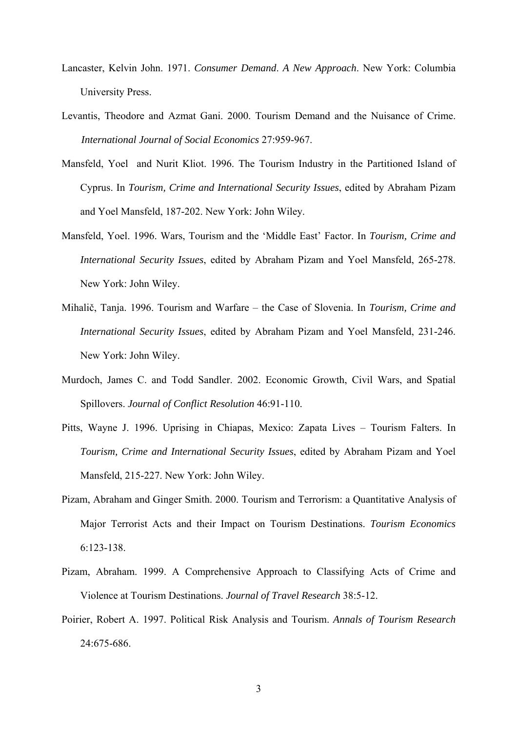Lancaster, Kelvin John. 1971. *Consumer Demand. A New Approach*. New York: Columbia University Press.

Levantis, Theodore and Azmat Gani. 2000. Tourism Demand and the Nuisance of Crime. *International Journal of Social Economics* 27:959-967.

Mansfeld, Yoel and Nurit Kliot. 1996. The Tourism Industry in the Partitioned Island of Cyprus. In *Tourism, Crime and International Security Issues*, edited by Abraham Pizam and Yoel Mansfeld, 187-202. New York: John Wiley.

Mansfeld, Yoel. 1996. Wars, Tourism and the 'Middle East' Factor. In *Tourism, Crime and International Security Issues*, edited by Abraham Pizam and Yoel Mansfeld, 265-278. New York: John Wiley.

Mihalič, Tanja. 1996. Tourism and Warfare – the Case of Slovenia. In *Tourism, Crime and International Security Issues*, edited by Abraham Pizam and Yoel Mansfeld, 231-246. New York: John Wiley.

Murdoch, James C. and Todd Sandler. 2002. Economic Growth, Civil Wars, and Spatial Spillovers. *Journal of Conflict Resolution* 46:91-110.

Pitts, Wayne J. 1996. Uprising in Chiapas, Mexico: Zapata Lives – Tourism Falters. In *Tourism, Crime and International Security Issues*, edited by Abraham Pizam and Yoel Mansfeld, 215-227. New York: John Wiley.

Pizam, Abraham and Ginger Smith. 2000. Tourism and Terrorism: a Quantitative Analysis of Major Terrorist Acts and their Impact on Tourism Destinations. *Tourism Economics* 6:123-138.

Pizam, Abraham. 1999. A Comprehensive Approach to Classifying Acts of Crime and Violence at Tourism Destinations. *Journal of Travel Research* 38:5-12.

Poirier, Robert A. 1997. Political Risk Analysis and Tourism. *Annals of Tourism Research* 24:675-686.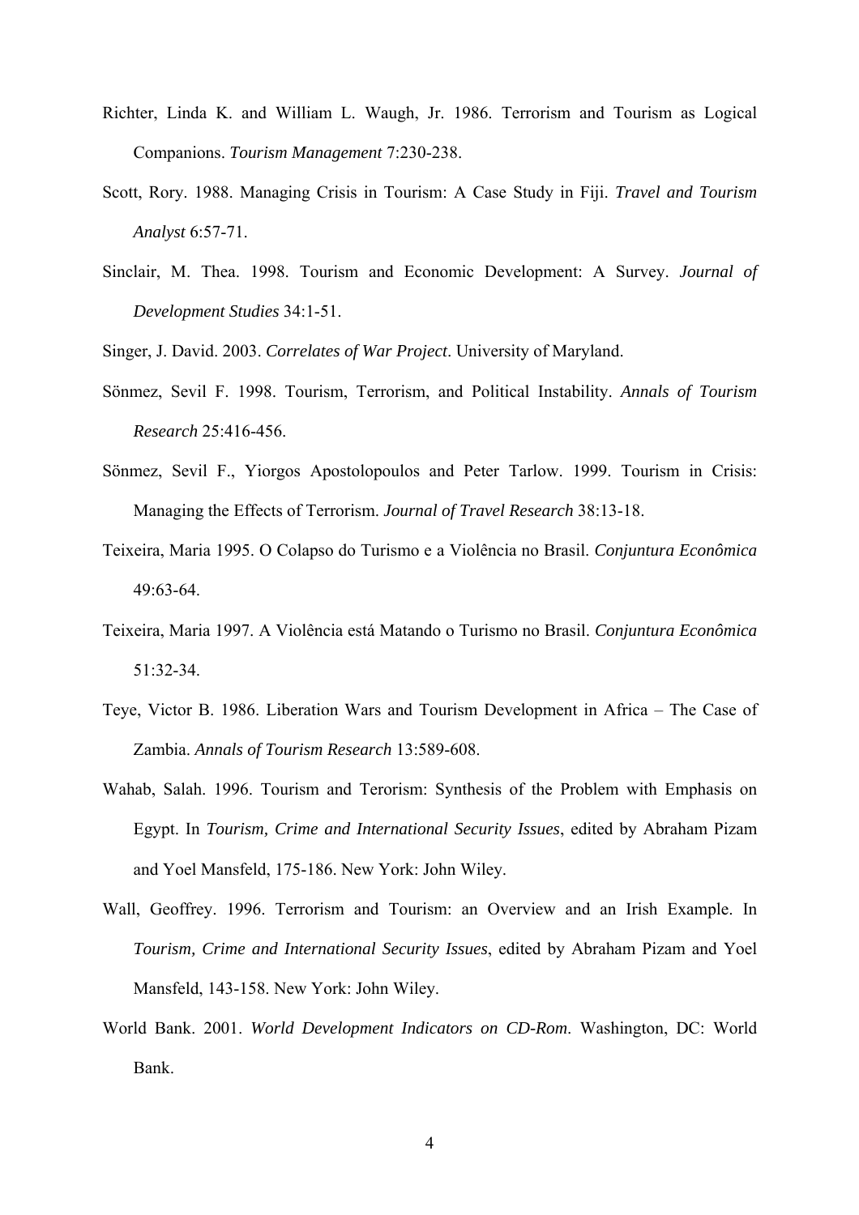Richter, Linda K. and William L. Waugh, Jr. 1986. Terrorism and Tourism as Logical Companions. *Tourism Management* 7:230-238.

Scott, Rory. 1988. Managing Crisis in Tourism: A Case Study in Fiji. *Travel and Tourism Analyst* 6:57-71.

Sinclair, M. Thea. 1998. Tourism and Economic Development: A Survey. *Journal of Development Studies* 34:1-51.

Singer, J. David. 2003. *Correlates of War Project*. University of Maryland.

Sönmez, Sevil F. 1998. Tourism, Terrorism, and Political Instability. *Annals of Tourism Research* 25:416-456.

Sönmez, Sevil F., Yiorgos Apostolopoulos and Peter Tarlow. 1999. Tourism in Crisis: Managing the Effects of Terrorism. *Journal of Travel Research* 38:13-18.

Teixeira, Maria 1995. O Colapso do Turismo e a Violência no Brasil. *Conjuntura Econômica* 49:63-64.

Teixeira, Maria 1997. A Violência está Matando o Turismo no Brasil. *Conjuntura Econômica* 51:32-34.

Teye, Victor B. 1986. Liberation Wars and Tourism Development in Africa – The Case of Zambia. *Annals of Tourism Research* 13:589-608.

Wahab, Salah. 1996. Tourism and Terorism: Synthesis of the Problem with Emphasis on Egypt. In *Tourism, Crime and International Security Issues*, edited by Abraham Pizam and Yoel Mansfeld, 175-186. New York: John Wiley.

Wall, Geoffrey. 1996. Terrorism and Tourism: an Overview and an Irish Example. In *Tourism, Crime and International Security Issues*, edited by Abraham Pizam and Yoel Mansfeld, 143-158. New York: John Wiley.

World Bank. 2001. *World Development Indicators on CD-Rom*. Washington, DC: World Bank.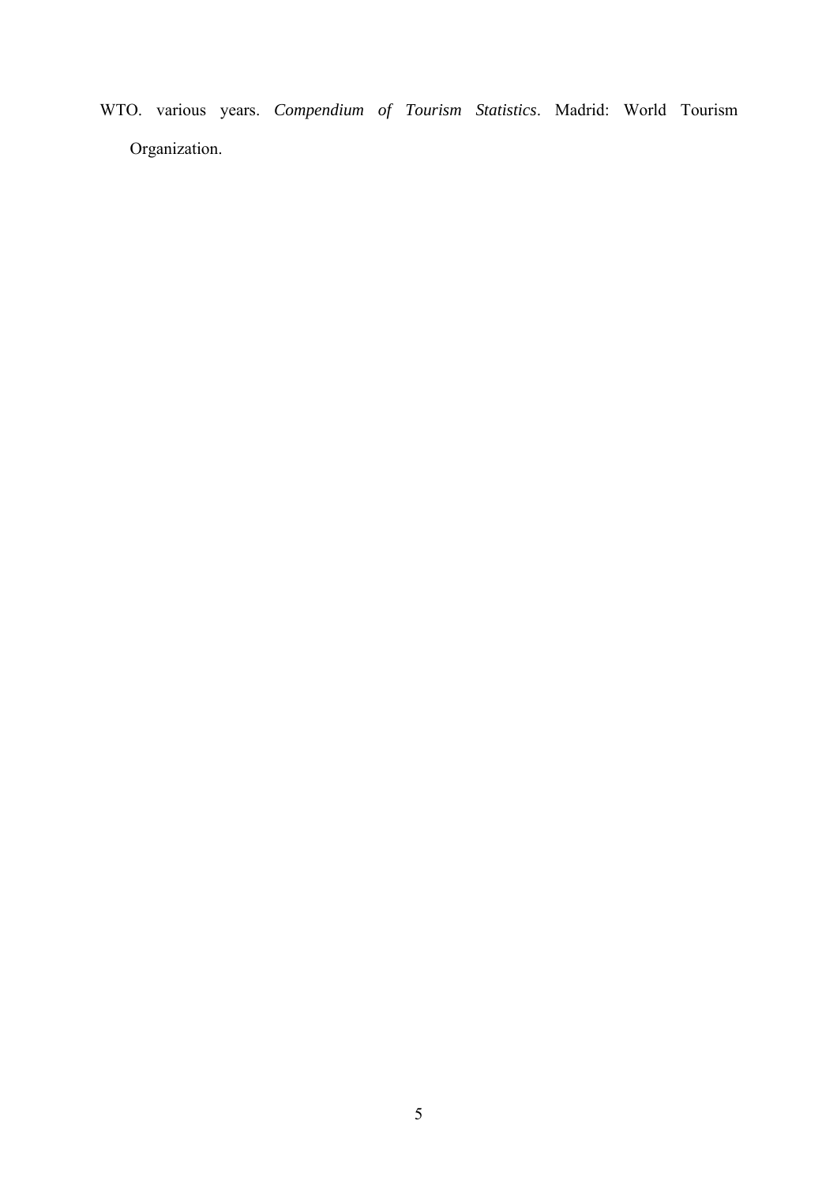WTO. various years. *Compendium of Tourism Statistics*. Madrid: World Tourism Organization.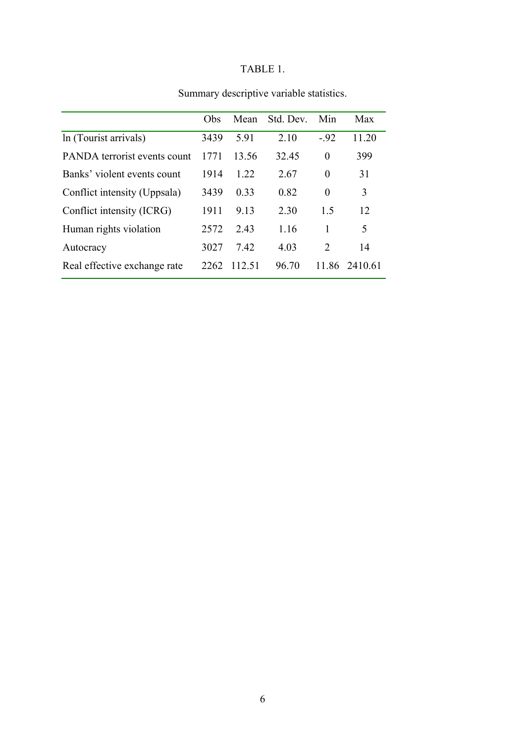TABLE 1.

Summary descriptive variable statistics.

| | Obs | Mean | Std. Dev. | Min | Max |
|---|---|---|---|---|---|
| ln (Tourist arrivals) | 3439 | 5.91 | 2.10 | -.92 | 11.20 |
| PANDA terrorist events count | 1771 | 13.56 | 32.45 | 0 | 399 |
| Banks' violent events count | 1914 | 1.22 | 2.67 | 0 | 31 |
| Conflict intensity (Uppsala) | 3439 | 0.33 | 0.82 | 0 | 3 |
| Conflict intensity (ICRG) | 1911 | 9.13 | 2.30 | 1.5 | 12 |
| Human rights violation | 2572 | 2.43 | 1.16 | 1 | 5 |
| Autocracy | 3027 | 7.42 | 4.03 | 2 | 14 |
| Real effective exchange rate | 2262 | 112.51 | 96.70 | 11.86 | 2410.61 |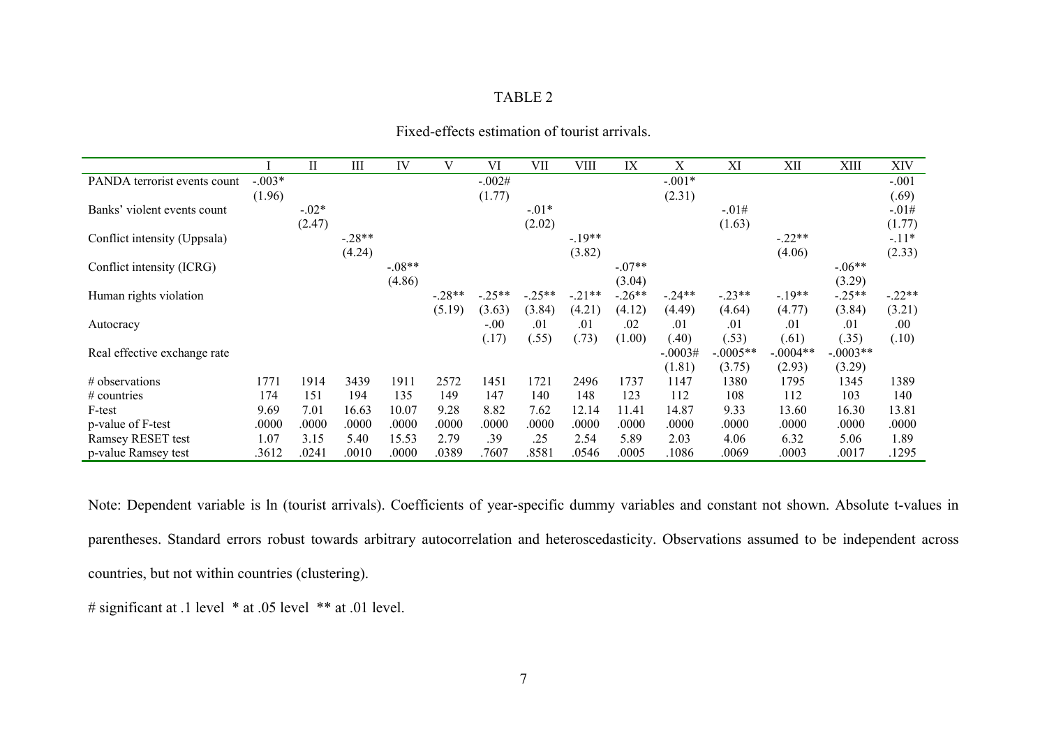TABLE 2

Fixed-effects estimation of tourist arrivals.

| | I | II | III | IV | V | VI | VII | VIII | IX | X | XI | XII | XIII | XIV |
|---|---|---|---|---|---|---|---|---|---|---|---|---|---|---|
| PANDA terrorist events count | -.003* | | | | | -.002# | | | | -.001* | | | | -.001 |
| | (1.96) | | | | | (1.77) | | | | (2.31) | | | | (.69) |
| Banks' violent events count | | -.02* | | | | | -.01* | | | | -.01# | | | -.01# |
| | | (2.47) | | | | | (2.02) | | | | (1.63) | | | (1.77) |
| Conflict intensity (Uppsala) | | | -.28** | | | | | -.19** | | | | -.22** | | -.11* |
| | | | (4.24) | | | | | (3.82) | | | | (4.06) | | (2.33) |
| Conflict intensity (ICRG) | | | | -.08** | | | | | -.07** | | | | -.06** | |
| | | | | (4.86) | | | | | (3.04) | | | | (3.29) | |
| Human rights violation | | | | | -.28** | -.25** | -.25** | -.21** | -.26** | -.24** | -.23** | -.19** | -.25** | -.22** |
| | | | | | (5.19) | (3.63) | (3.84) | (4.21) | (4.12) | (4.49) | (4.64) | (4.77) | (3.84) | (3.21) |
| Autocracy | | | | | | -.00 | .01 | .01 | .02 | .01 | .01 | .01 | .01 | .00 |
| | | | | | | (.17) | (.55) | (.73) | (1.00) | (.40) | (.53) | (.61) | (.35) | (.10) |
| Real effective exchange rate | | | | | | | | | | -.0003# | -.0005** | -.0004** | -.0003** | |
| | | | | | | | | | | (1.81) | (3.75) | (2.93) | (3.29) | |
| # observations | 1771 | 1914 | 3439 | 1911 | 2572 | 1451 | 1721 | 2496 | 1737 | 1147 | 1380 | 1795 | 1345 | 1389 |
| # countries | 174 | 151 | 194 | 135 | 149 | 147 | 140 | 148 | 123 | 112 | 108 | 112 | 103 | 140 |
| F-test | 9.69 | 7.01 | 16.63 | 10.07 | 9.28 | 8.82 | 7.62 | 12.14 | 11.41 | 14.87 | 9.33 | 13.60 | 16.30 | 13.81 |
| p-value of F-test | .0000 | .0000 | .0000 | .0000 | .0000 | .0000 | .0000 | .0000 | .0000 | .0000 | .0000 | .0000 | .0000 | .0000 |
| Ramsey RESET test | 1.07 | 3.15 | 5.40 | 15.53 | 2.79 | .39 | .25 | 2.54 | 5.89 | 2.03 | 4.06 | 6.32 | 5.06 | 1.89 |
| p-value Ramsey test | .3612 | .0241 | .0010 | .0000 | .0389 | .7607 | .8581 | .0546 | .0005 | .1086 | .0069 | .0003 | .0017 | .1295 |

Note: Dependent variable is ln (tourist arrivals). Coefficients of year-specific dummy variables and constant not shown. Absolute t-values in parentheses. Standard errors robust towards arbitrary autocorrelation and heteroscedasticity. Observations assumed to be independent across countries, but not within countries (clustering).

# significant at .1 level * at .05 level ** at .01 level.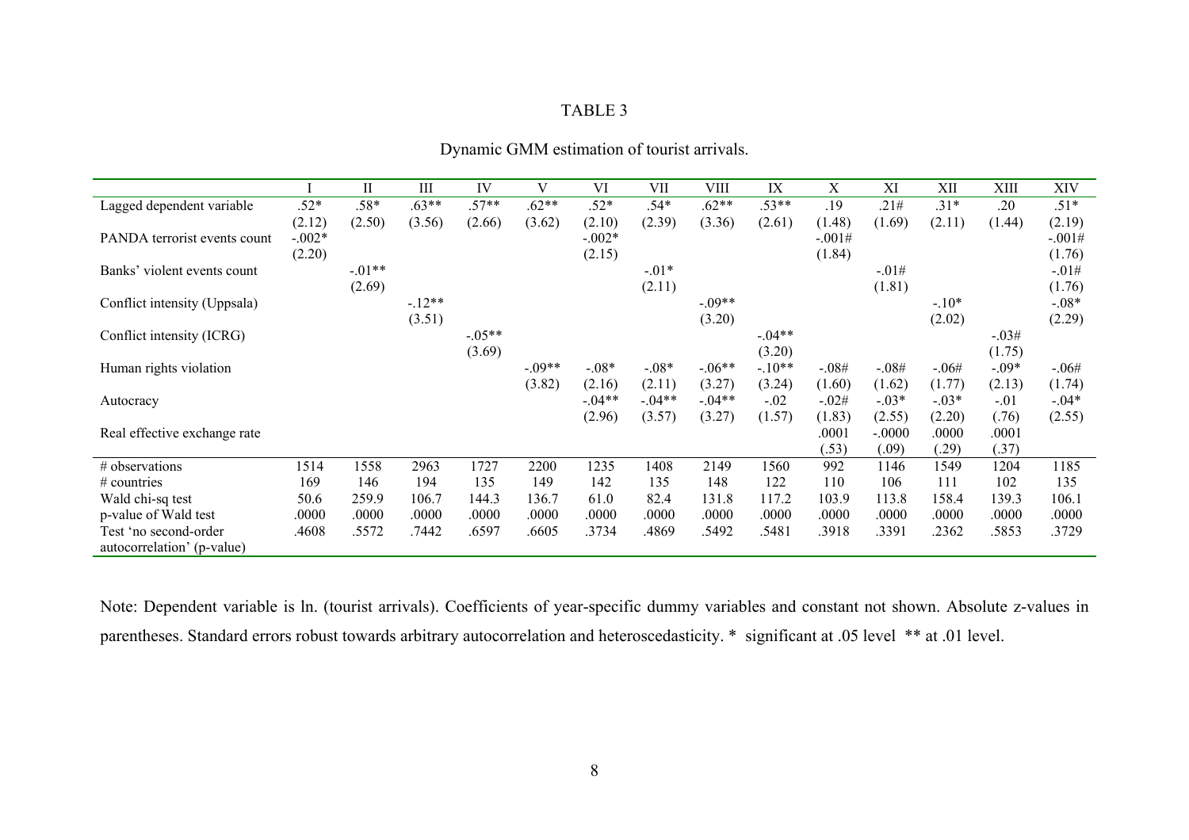TABLE 3

Dynamic GMM estimation of tourist arrivals.

| | I | II | III | IV | V | VI | VII | VIII | IX | X | XI | XII | XIII | XIV |
|---|---|---|---|---|---|---|---|---|---|---|---|---|---|---|
| Lagged dependent variable | .52* | .58* | .63** | .57** | .62** | .52* | .54* | .62** | .53** | .19 | .21# | .31* | .20 | .51* |
| | (2.12) | (2.50) | (3.56) | (2.66) | (3.62) | (2.10) | (2.39) | (3.36) | (2.61) | (1.48) | (1.69) | (2.11) | (1.44) | (2.19) |
| PANDA terrorist events count | -.002* | | | | | -.002* | | | | -.001# | | | | -.001# |
| | (2.20) | | | | | (2.15) | | | | (1.84) | | | | (1.76) |
| Banks' violent events count | | -.01** | | | | | -.01* | | | | -.01# | | | -.01# |
| | | (2.69) | | | | | (2.11) | | | | (1.81) | | | (1.76) |
| Conflict intensity (Uppsala) | | | -.12** | | | | | -.09** | | | | -.10* | | -.08* |
| | | | (3.51) | | | | | (3.20) | | | | (2.02) | | (2.29) |
| Conflict intensity (ICRG) | | | | -.05** | | | | | -.04** | | | | -.03# | |
| | | | | (3.69) | | | | | (3.20) | | | | (1.75) | |
| Human rights violation | | | | | -.09** | -.08* | -.08* | -.06** | -.10** | -.08# | -.08# | -.06# | -.09* | -.06# |
| | | | | | (3.82) | (2.16) | (2.11) | (3.27) | (3.24) | (1.60) | (1.62) | (1.77) | (2.13) | (1.74) |
| Autocracy | | | | | | -.04** | -.04** | -.04** | -.02 | -.02# | -.03* | -.03* | -.01 | -.04* |
| | | | | | | (2.96) | (3.57) | (3.27) | (1.57) | (1.83) | (2.55) | (2.20) | (.76) | (2.55) |
| Real effective exchange rate | | | | | | | | | | .0001 | -.0000 | .0000 | .0001 | |
| | | | | | | | | | | (.53) | (.09) | (.29) | (.37) | |
| # observations | 1514 | 1558 | 2963 | 1727 | 2200 | 1235 | 1408 | 2149 | 1560 | 992 | 1146 | 1549 | 1204 | 1185 |
| # countries | 169 | 146 | 194 | 135 | 149 | 142 | 135 | 148 | 122 | 110 | 106 | 111 | 102 | 135 |
| Wald chi-sq test | 50.6 | 259.9 | 106.7 | 144.3 | 136.7 | 61.0 | 82.4 | 131.8 | 117.2 | 103.9 | 113.8 | 158.4 | 139.3 | 106.1 |
| p-value of Wald test | .0000 | .0000 | .0000 | .0000 | .0000 | .0000 | .0000 | .0000 | .0000 | .0000 | .0000 | .0000 | .0000 | .0000 |
| Test 'no second-order autocorrelation' (p-value) | .4608 | .5572 | .7442 | .6597 | .6605 | .3734 | .4869 | .5492 | .5481 | .3918 | .3391 | .2362 | .5853 | .3729 |

Note: Dependent variable is ln. (tourist arrivals). Coefficients of year-specific dummy variables and constant not shown. Absolute z-values in parentheses. Standard errors robust towards arbitrary autocorrelation and heteroscedasticity. * significant at .05 level ** at .01 level.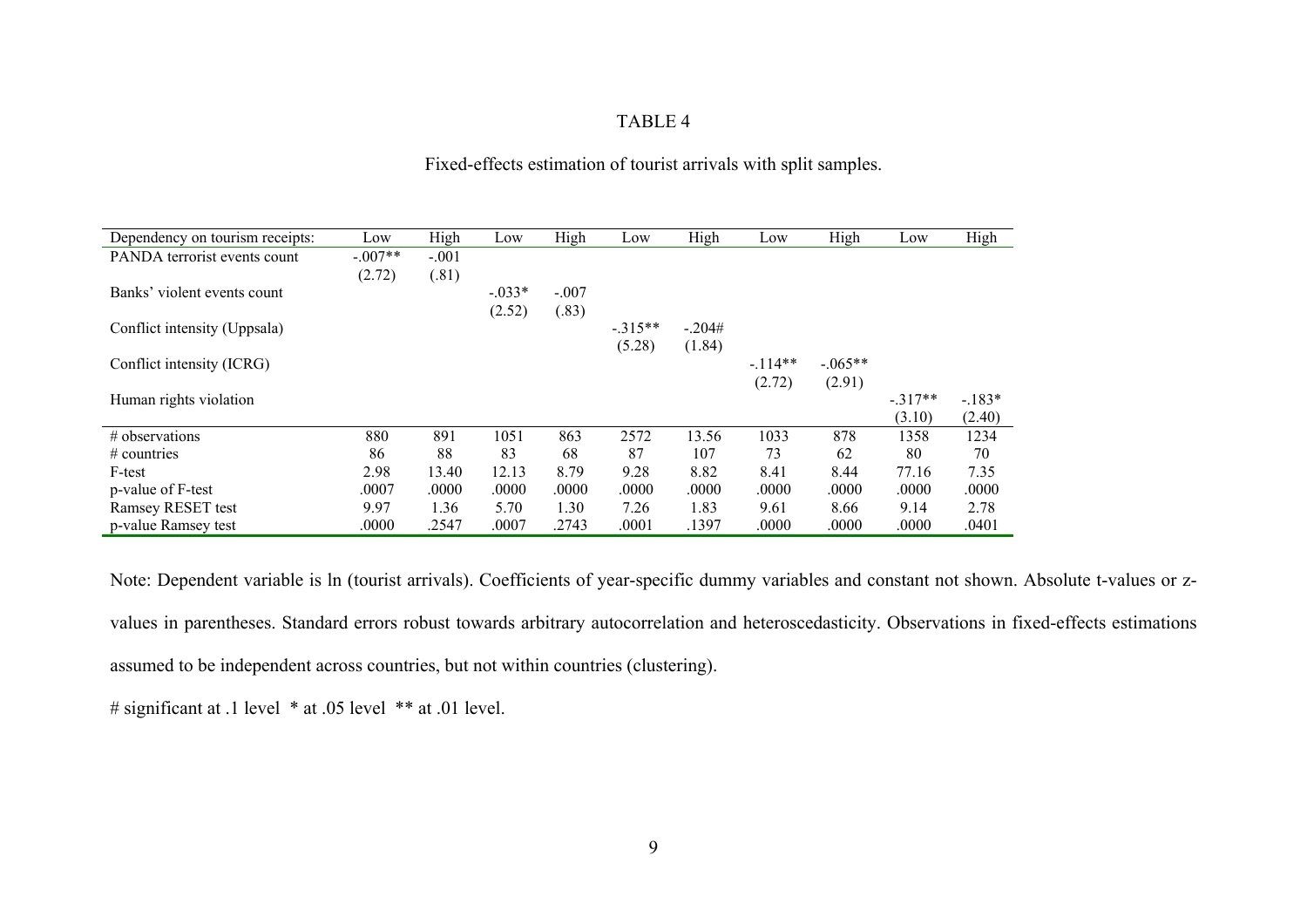TABLE 4

Fixed-effects estimation of tourist arrivals with split samples.

| Dependency on tourism receipts: | Low | High | Low | High | Low | High | Low | High | Low | High |
|---|---|---|---|---|---|---|---|---|---|---|
| PANDA terrorist events count | -.007** | -.001 | | | | | | | | |
| | (2.72) | (.81) | | | | | | | | |
| Banks' violent events count | | | -.033* | -.007 | | | | | | |
| | | | (2.52) | (.83) | | | | | | |
| Conflict intensity (Uppsala) | | | | | -.315** | -.204# | | | | |
| | | | | | (5.28) | (1.84) | | | | |
| Conflict intensity (ICRG) | | | | | | | -.114** | -.065** | | |
| | | | | | | | (2.72) | (2.91) | | |
| Human rights violation | | | | | | | | | -.317** | -.183* |
| | | | | | | | | | (3.10) | (2.40) |
| # observations | 880 | 891 | 1051 | 863 | 2572 | 13.56 | 1033 | 878 | 1358 | 1234 |
| # countries | 86 | 88 | 83 | 68 | 87 | 107 | 73 | 62 | 80 | 70 |
| F-test | 2.98 | 13.40 | 12.13 | 8.79 | 9.28 | 8.82 | 8.41 | 8.44 | 77.16 | 7.35 |
| p-value of F-test | .0007 | .0000 | .0000 | .0000 | .0000 | .0000 | .0000 | .0000 | .0000 | .0000 |
| Ramsey RESET test | 9.97 | 1.36 | 5.70 | 1.30 | 7.26 | 1.83 | 9.61 | 8.66 | 9.14 | 2.78 |
| p-value Ramsey test | .0000 | .2547 | .0007 | .2743 | .0001 | .1397 | .0000 | .0000 | .0000 | .0401 |

Note: Dependent variable is ln (tourist arrivals). Coefficients of year-specific dummy variables and constant not shown. Absolute t-values or z-values in parentheses. Standard errors robust towards arbitrary autocorrelation and heteroscedasticity. Observations in fixed-effects estimations assumed to be independent across countries, but not within countries (clustering).

# significant at .1 level * at .05 level ** at .01 level.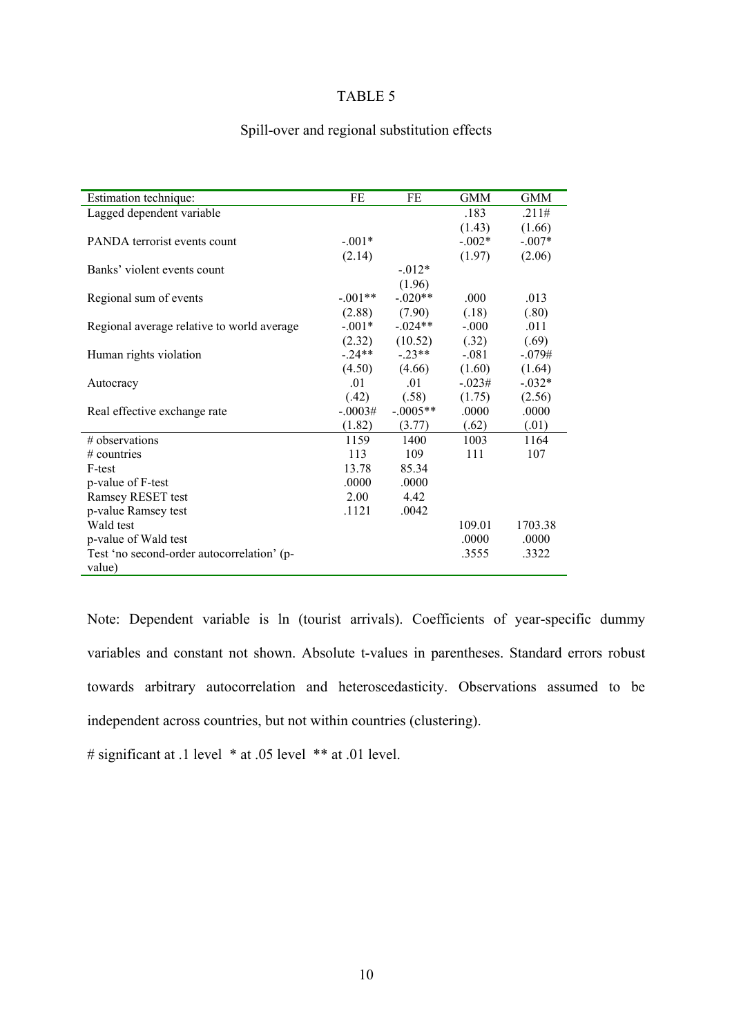TABLE 5

Spill-over and regional substitution effects

| Estimation technique: | FE | FE | GMM | GMM |
|---|---|---|---|---|
| Lagged dependent variable | | | .183 | .211# |
| | | | (1.43) | (1.66) |
| PANDA terrorist events count | -.001* | | -.002* | -.007* |
| | (2.14) | | (1.97) | (2.06) |
| Banks' violent events count | | -.012* | | |
| | | (1.96) | | |
| Regional sum of events | -.001** | -.020** | .000 | .013 |
| | (2.88) | (7.90) | (.18) | (.80) |
| Regional average relative to world average | -.001* | -.024** | -.000 | .011 |
| | (2.32) | (10.52) | (.32) | (.69) |
| Human rights violation | -.24** | -.23** | -.081 | -.079# |
| | (4.50) | (4.66) | (1.60) | (1.64) |
| Autocracy | .01 | .01 | -.023# | -.032* |
| | (.42) | (.58) | (1.75) | (2.56) |
| Real effective exchange rate | -.0003# | -.0005** | .0000 | .0000 |
| | (1.82) | (3.77) | (.62) | (.01) |
| # observations | 1159 | 1400 | 1003 | 1164 |
| # countries | 113 | 109 | 111 | 107 |
| F-test | 13.78 | 85.34 | | |
| p-value of F-test | .0000 | .0000 | | |
| Ramsey RESET test | 2.00 | 4.42 | | |
| p-value Ramsey test | .1121 | .0042 | | |
| Wald test | | | 109.01 | 1703.38 |
| p-value of Wald test | | | .0000 | .0000 |
| Test 'no second-order autocorrelation' (p-value) | | | .3555 | .3322 |

Note: Dependent variable is ln (tourist arrivals). Coefficients of year-specific dummy variables and constant not shown. Absolute t-values in parentheses. Standard errors robust towards arbitrary autocorrelation and heteroscedasticity. Observations assumed to be independent across countries, but not within countries (clustering).

# significant at .1 level * at .05 level ** at .01 level.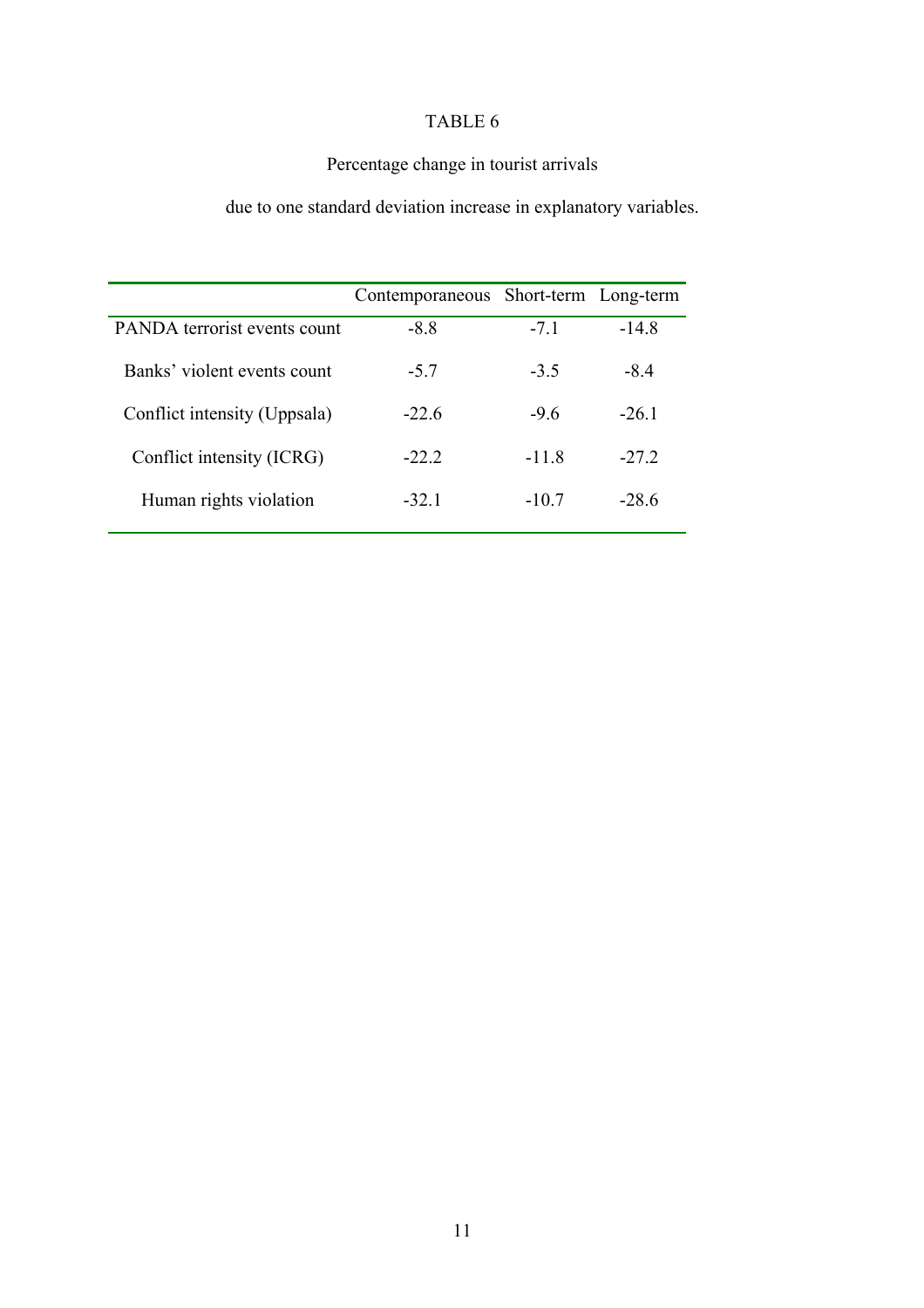TABLE 6

Percentage change in tourist arrivals

due to one standard deviation increase in explanatory variables.

| | Contemporaneous | Short-term | Long-term |
|---|---|---|---|
| PANDA terrorist events count | -8.8 | -7.1 | -14.8 |
| Banks' violent events count | -5.7 | -3.5 | -8.4 |
| Conflict intensity (Uppsala) | -22.6 | -9.6 | -26.1 |
| Conflict intensity (ICRG) | -22.2 | -11.8 | -27.2 |
| Human rights violation | -32.1 | -10.7 | -28.6 |